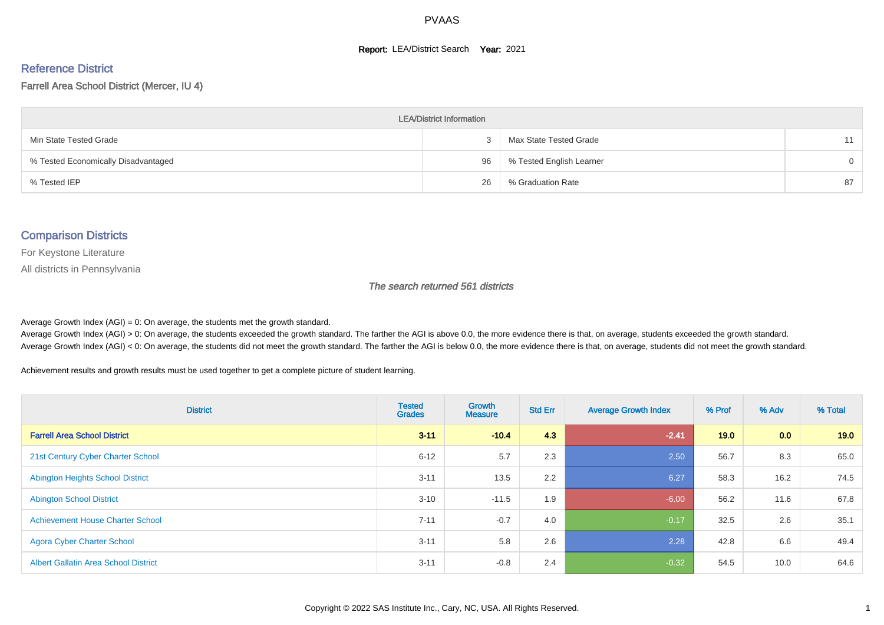# PVAAS

**Report:** LEA/District Search **Year:** 2021

## Reference District

Farrell Area School District (Mercer, IU 4)

| LEA/District Information | | | |
|---|---|---|---|
| Min State Tested Grade | 3 | Max State Tested Grade | 11 |
| % Tested Economically Disadvantaged | 96 | % Tested English Learner | 0 |
| % Tested IEP | 26 | % Graduation Rate | 87 |

## Comparison Districts

For Keystone Literature

All districts in Pennsylvania

*The search returned 561 districts*

Average Growth Index (AGI) = 0: On average, the students met the growth standard.

Average Growth Index (AGI) > 0: On average, the students exceeded the growth standard. The farther the AGI is above 0.0, the more evidence there is that, on average, students exceeded the growth standard.

Average Growth Index (AGI) < 0: On average, the students did not meet the growth standard. The farther the AGI is below 0.0, the more evidence there is that, on average, students did not meet the growth standard.

Achievement results and growth results must be used together to get a complete picture of student learning.

| District | Tested Grades | Growth Measure | Std Err | Average Growth Index | % Prof | % Adv | % Total |
|---|---|---|---|---|---|---|---|
| **Farrell Area School District** | **3-11** | **-10.4** | **4.3** | **-2.41** | **19.0** | **0.0** | **19.0** |
| 21st Century Cyber Charter School | 6-12 | 5.7 | 2.3 | 2.50 | 56.7 | 8.3 | 65.0 |
| Abington Heights School District | 3-11 | 13.5 | 2.2 | 6.27 | 58.3 | 16.2 | 74.5 |
| Abington School District | 3-10 | -11.5 | 1.9 | -6.00 | 56.2 | 11.6 | 67.8 |
| Achievement House Charter School | 7-11 | -0.7 | 4.0 | -0.17 | 32.5 | 2.6 | 35.1 |
| Agora Cyber Charter School | 3-11 | 5.8 | 2.6 | 2.28 | 42.8 | 6.6 | 49.4 |
| Albert Gallatin Area School District | 3-11 | -0.8 | 2.4 | -0.32 | 54.5 | 10.0 | 64.6 |

Copyright © 2022 SAS Institute Inc., Cary, NC, USA. All Rights Reserved.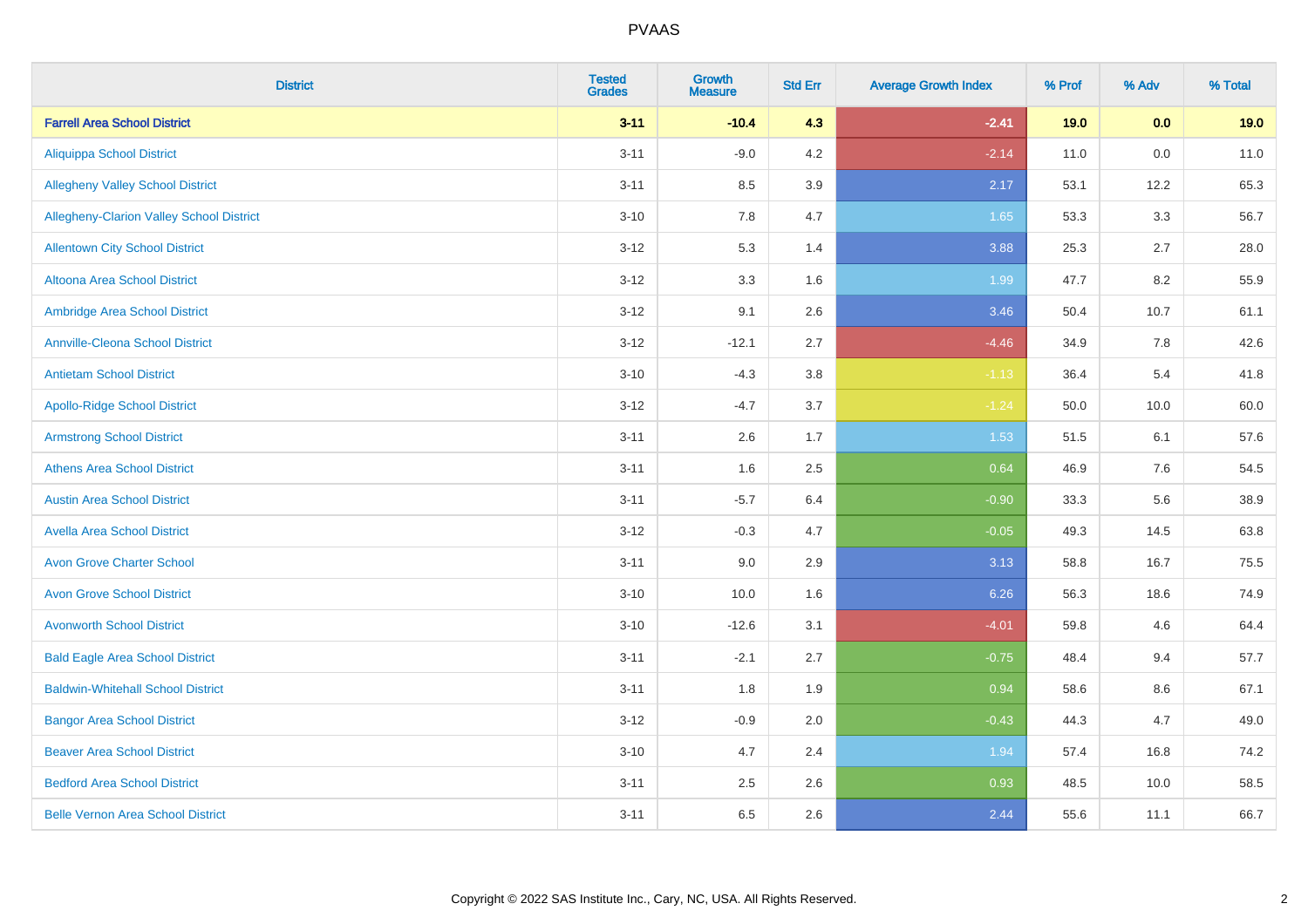# PVAAS

| District | Tested Grades | Growth Measure | Std Err | Average Growth Index | % Prof | % Adv | % Total |
|---|---|---|---|---|---|---|---|
| **Farrell Area School District** | **3-11** | **-10.4** | **4.3** | **-2.41** | **19.0** | **0.0** | **19.0** |
| Aliquippa School District | 3-11 | -9.0 | 4.2 | -2.14 | 11.0 | 0.0 | 11.0 |
| Allegheny Valley School District | 3-11 | 8.5 | 3.9 | 2.17 | 53.1 | 12.2 | 65.3 |
| Allegheny-Clarion Valley School District | 3-10 | 7.8 | 4.7 | 1.65 | 53.3 | 3.3 | 56.7 |
| Allentown City School District | 3-12 | 5.3 | 1.4 | 3.88 | 25.3 | 2.7 | 28.0 |
| Altoona Area School District | 3-12 | 3.3 | 1.6 | 1.99 | 47.7 | 8.2 | 55.9 |
| Ambridge Area School District | 3-12 | 9.1 | 2.6 | 3.46 | 50.4 | 10.7 | 61.1 |
| Annville-Cleona School District | 3-12 | -12.1 | 2.7 | -4.46 | 34.9 | 7.8 | 42.6 |
| Antietam School District | 3-10 | -4.3 | 3.8 | -1.13 | 36.4 | 5.4 | 41.8 |
| Apollo-Ridge School District | 3-12 | -4.7 | 3.7 | -1.24 | 50.0 | 10.0 | 60.0 |
| Armstrong School District | 3-11 | 2.6 | 1.7 | 1.53 | 51.5 | 6.1 | 57.6 |
| Athens Area School District | 3-11 | 1.6 | 2.5 | 0.64 | 46.9 | 7.6 | 54.5 |
| Austin Area School District | 3-11 | -5.7 | 6.4 | -0.90 | 33.3 | 5.6 | 38.9 |
| Avella Area School District | 3-12 | -0.3 | 4.7 | -0.05 | 49.3 | 14.5 | 63.8 |
| Avon Grove Charter School | 3-11 | 9.0 | 2.9 | 3.13 | 58.8 | 16.7 | 75.5 |
| Avon Grove School District | 3-10 | 10.0 | 1.6 | 6.26 | 56.3 | 18.6 | 74.9 |
| Avonworth School District | 3-10 | -12.6 | 3.1 | -4.01 | 59.8 | 4.6 | 64.4 |
| Bald Eagle Area School District | 3-11 | -2.1 | 2.7 | -0.75 | 48.4 | 9.4 | 57.7 |
| Baldwin-Whitehall School District | 3-11 | 1.8 | 1.9 | 0.94 | 58.6 | 8.6 | 67.1 |
| Bangor Area School District | 3-12 | -0.9 | 2.0 | -0.43 | 44.3 | 4.7 | 49.0 |
| Beaver Area School District | 3-10 | 4.7 | 2.4 | 1.94 | 57.4 | 16.8 | 74.2 |
| Bedford Area School District | 3-11 | 2.5 | 2.6 | 0.93 | 48.5 | 10.0 | 58.5 |
| Belle Vernon Area School District | 3-11 | 6.5 | 2.6 | 2.44 | 55.6 | 11.1 | 66.7 |

Copyright © 2022 SAS Institute Inc., Cary, NC, USA. All Rights Reserved.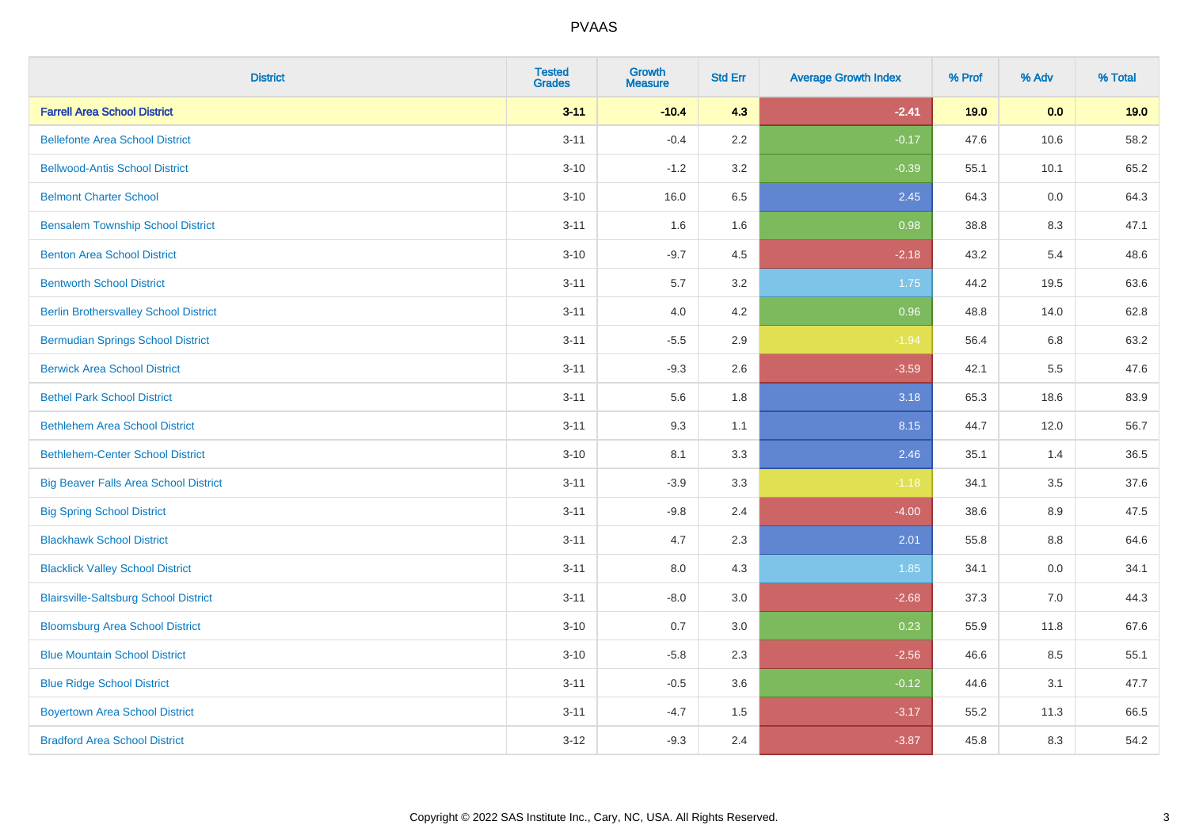PVAAS

| District | Tested Grades | Growth Measure | Std Err | Average Growth Index | % Prof | % Adv | % Total |
|---|---|---|---|---|---|---|---|
| **Farrell Area School District** | **3-11** | **-10.4** | **4.3** | **-2.41** | **19.0** | **0.0** | **19.0** |
| Bellefonte Area School District | 3-11 | -0.4 | 2.2 | -0.17 | 47.6 | 10.6 | 58.2 |
| Bellwood-Antis School District | 3-10 | -1.2 | 3.2 | -0.39 | 55.1 | 10.1 | 65.2 |
| Belmont Charter School | 3-10 | 16.0 | 6.5 | 2.45 | 64.3 | 0.0 | 64.3 |
| Bensalem Township School District | 3-11 | 1.6 | 1.6 | 0.98 | 38.8 | 8.3 | 47.1 |
| Benton Area School District | 3-10 | -9.7 | 4.5 | -2.18 | 43.2 | 5.4 | 48.6 |
| Bentworth School District | 3-11 | 5.7 | 3.2 | 1.75 | 44.2 | 19.5 | 63.6 |
| Berlin Brothersvalley School District | 3-11 | 4.0 | 4.2 | 0.96 | 48.8 | 14.0 | 62.8 |
| Bermudian Springs School District | 3-11 | -5.5 | 2.9 | -1.94 | 56.4 | 6.8 | 63.2 |
| Berwick Area School District | 3-11 | -9.3 | 2.6 | -3.59 | 42.1 | 5.5 | 47.6 |
| Bethel Park School District | 3-11 | 5.6 | 1.8 | 3.18 | 65.3 | 18.6 | 83.9 |
| Bethlehem Area School District | 3-11 | 9.3 | 1.1 | 8.15 | 44.7 | 12.0 | 56.7 |
| Bethlehem-Center School District | 3-10 | 8.1 | 3.3 | 2.46 | 35.1 | 1.4 | 36.5 |
| Big Beaver Falls Area School District | 3-11 | -3.9 | 3.3 | -1.18 | 34.1 | 3.5 | 37.6 |
| Big Spring School District | 3-11 | -9.8 | 2.4 | -4.00 | 38.6 | 8.9 | 47.5 |
| Blackhawk School District | 3-11 | 4.7 | 2.3 | 2.01 | 55.8 | 8.8 | 64.6 |
| Blacklick Valley School District | 3-11 | 8.0 | 4.3 | 1.85 | 34.1 | 0.0 | 34.1 |
| Blairsville-Saltsburg School District | 3-11 | -8.0 | 3.0 | -2.68 | 37.3 | 7.0 | 44.3 |
| Bloomsburg Area School District | 3-10 | 0.7 | 3.0 | 0.23 | 55.9 | 11.8 | 67.6 |
| Blue Mountain School District | 3-10 | -5.8 | 2.3 | -2.56 | 46.6 | 8.5 | 55.1 |
| Blue Ridge School District | 3-11 | -0.5 | 3.6 | -0.12 | 44.6 | 3.1 | 47.7 |
| Boyertown Area School District | 3-11 | -4.7 | 1.5 | -3.17 | 55.2 | 11.3 | 66.5 |
| Bradford Area School District | 3-12 | -9.3 | 2.4 | -3.87 | 45.8 | 8.3 | 54.2 |

Copyright © 2022 SAS Institute Inc., Cary, NC, USA. All Rights Reserved.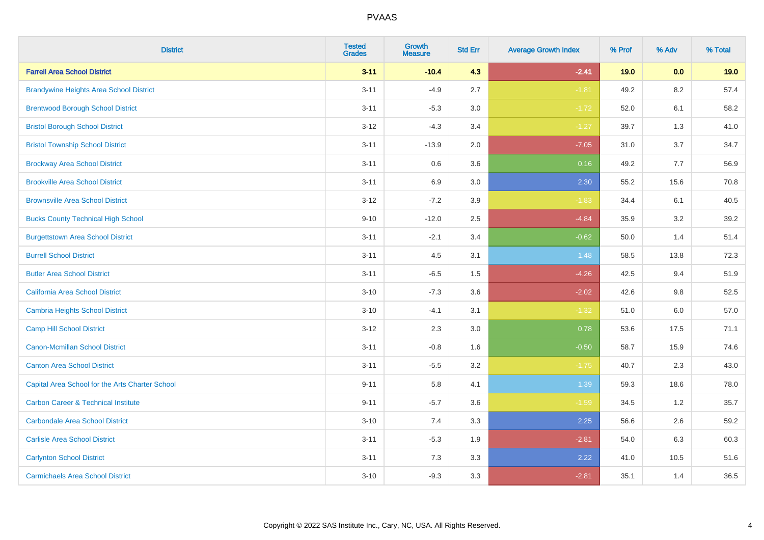| District | Tested Grades | Growth Measure | Std Err | Average Growth Index | % Prof | % Adv | % Total |
|---|---|---|---|---|---|---|---|
| **Farrell Area School District** | **3-11** | **-10.4** | **4.3** | **-2.41** | **19.0** | **0.0** | **19.0** |
| Brandywine Heights Area School District | 3-11 | -4.9 | 2.7 | -1.81 | 49.2 | 8.2 | 57.4 |
| Brentwood Borough School District | 3-11 | -5.3 | 3.0 | -1.72 | 52.0 | 6.1 | 58.2 |
| Bristol Borough School District | 3-12 | -4.3 | 3.4 | -1.27 | 39.7 | 1.3 | 41.0 |
| Bristol Township School District | 3-11 | -13.9 | 2.0 | -7.05 | 31.0 | 3.7 | 34.7 |
| Brockway Area School District | 3-11 | 0.6 | 3.6 | 0.16 | 49.2 | 7.7 | 56.9 |
| Brookville Area School District | 3-11 | 6.9 | 3.0 | 2.30 | 55.2 | 15.6 | 70.8 |
| Brownsville Area School District | 3-12 | -7.2 | 3.9 | -1.83 | 34.4 | 6.1 | 40.5 |
| Bucks County Technical High School | 9-10 | -12.0 | 2.5 | -4.84 | 35.9 | 3.2 | 39.2 |
| Burgettstown Area School District | 3-11 | -2.1 | 3.4 | -0.62 | 50.0 | 1.4 | 51.4 |
| Burrell School District | 3-11 | 4.5 | 3.1 | 1.48 | 58.5 | 13.8 | 72.3 |
| Butler Area School District | 3-11 | -6.5 | 1.5 | -4.26 | 42.5 | 9.4 | 51.9 |
| California Area School District | 3-10 | -7.3 | 3.6 | -2.02 | 42.6 | 9.8 | 52.5 |
| Cambria Heights School District | 3-10 | -4.1 | 3.1 | -1.32 | 51.0 | 6.0 | 57.0 |
| Camp Hill School District | 3-12 | 2.3 | 3.0 | 0.78 | 53.6 | 17.5 | 71.1 |
| Canon-Mcmillan School District | 3-11 | -0.8 | 1.6 | -0.50 | 58.7 | 15.9 | 74.6 |
| Canton Area School District | 3-11 | -5.5 | 3.2 | -1.75 | 40.7 | 2.3 | 43.0 |
| Capital Area School for the Arts Charter School | 9-11 | 5.8 | 4.1 | 1.39 | 59.3 | 18.6 | 78.0 |
| Carbon Career & Technical Institute | 9-11 | -5.7 | 3.6 | -1.59 | 34.5 | 1.2 | 35.7 |
| Carbondale Area School District | 3-10 | 7.4 | 3.3 | 2.25 | 56.6 | 2.6 | 59.2 |
| Carlisle Area School District | 3-11 | -5.3 | 1.9 | -2.81 | 54.0 | 6.3 | 60.3 |
| Carlynton School District | 3-11 | 7.3 | 3.3 | 2.22 | 41.0 | 10.5 | 51.6 |
| Carmichaels Area School District | 3-10 | -9.3 | 3.3 | -2.81 | 35.1 | 1.4 | 36.5 |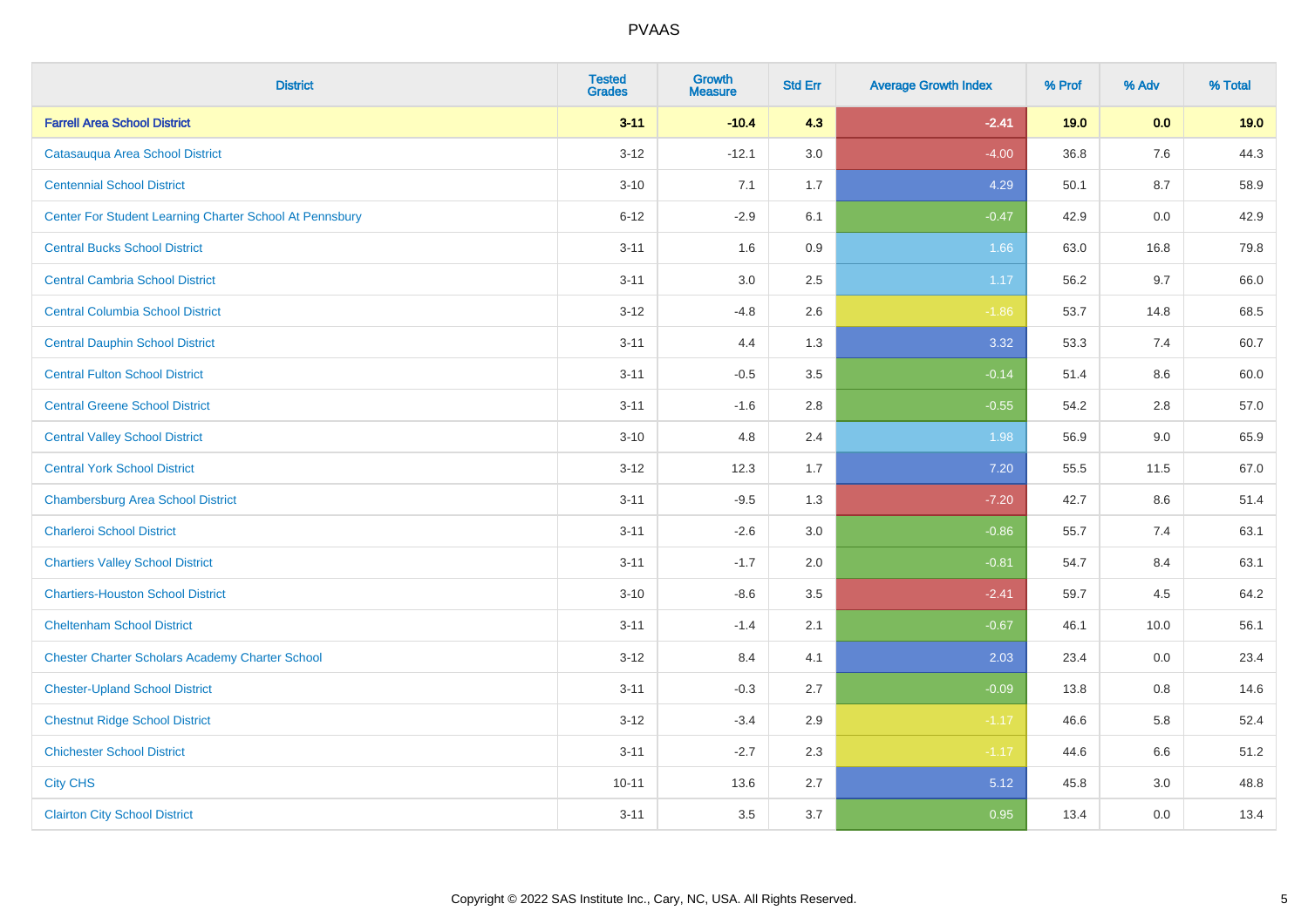| District | Tested Grades | Growth Measure | Std Err | Average Growth Index | % Prof | % Adv | % Total |
|---|---|---|---|---|---|---|---|
| **Farrell Area School District** | **3-11** | **-10.4** | **4.3** | **-2.41** | **19.0** | **0.0** | **19.0** |
| Catasauqua Area School District | 3-12 | -12.1 | 3.0 | -4.00 | 36.8 | 7.6 | 44.3 |
| Centennial School District | 3-10 | 7.1 | 1.7 | 4.29 | 50.1 | 8.7 | 58.9 |
| Center For Student Learning Charter School At Pennsbury | 6-12 | -2.9 | 6.1 | -0.47 | 42.9 | 0.0 | 42.9 |
| Central Bucks School District | 3-11 | 1.6 | 0.9 | 1.66 | 63.0 | 16.8 | 79.8 |
| Central Cambria School District | 3-11 | 3.0 | 2.5 | 1.17 | 56.2 | 9.7 | 66.0 |
| Central Columbia School District | 3-12 | -4.8 | 2.6 | -1.86 | 53.7 | 14.8 | 68.5 |
| Central Dauphin School District | 3-11 | 4.4 | 1.3 | 3.32 | 53.3 | 7.4 | 60.7 |
| Central Fulton School District | 3-11 | -0.5 | 3.5 | -0.14 | 51.4 | 8.6 | 60.0 |
| Central Greene School District | 3-11 | -1.6 | 2.8 | -0.55 | 54.2 | 2.8 | 57.0 |
| Central Valley School District | 3-10 | 4.8 | 2.4 | 1.98 | 56.9 | 9.0 | 65.9 |
| Central York School District | 3-12 | 12.3 | 1.7 | 7.20 | 55.5 | 11.5 | 67.0 |
| Chambersburg Area School District | 3-11 | -9.5 | 1.3 | -7.20 | 42.7 | 8.6 | 51.4 |
| Charleroi School District | 3-11 | -2.6 | 3.0 | -0.86 | 55.7 | 7.4 | 63.1 |
| Chartiers Valley School District | 3-11 | -1.7 | 2.0 | -0.81 | 54.7 | 8.4 | 63.1 |
| Chartiers-Houston School District | 3-10 | -8.6 | 3.5 | -2.41 | 59.7 | 4.5 | 64.2 |
| Cheltenham School District | 3-11 | -1.4 | 2.1 | -0.67 | 46.1 | 10.0 | 56.1 |
| Chester Charter Scholars Academy Charter School | 3-12 | 8.4 | 4.1 | 2.03 | 23.4 | 0.0 | 23.4 |
| Chester-Upland School District | 3-11 | -0.3 | 2.7 | -0.09 | 13.8 | 0.8 | 14.6 |
| Chestnut Ridge School District | 3-12 | -3.4 | 2.9 | -1.17 | 46.6 | 5.8 | 52.4 |
| Chichester School District | 3-11 | -2.7 | 2.3 | -1.17 | 44.6 | 6.6 | 51.2 |
| City CHS | 10-11 | 13.6 | 2.7 | 5.12 | 45.8 | 3.0 | 48.8 |
| Clairton City School District | 3-11 | 3.5 | 3.7 | 0.95 | 13.4 | 0.0 | 13.4 |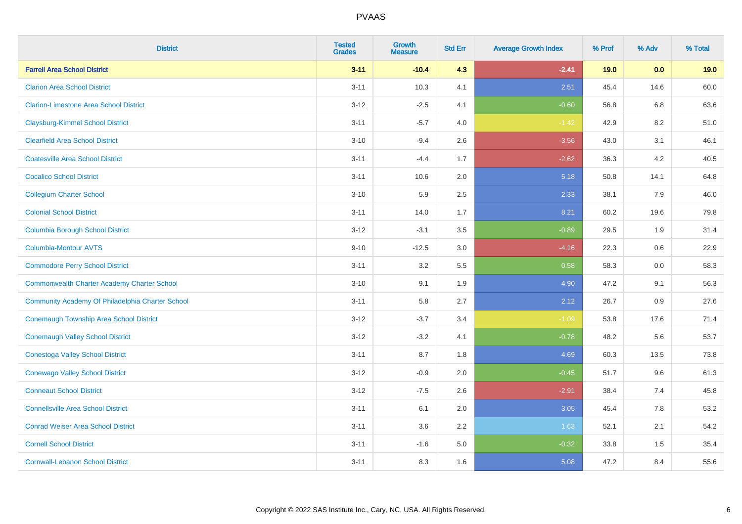# PVAAS

| District | Tested Grades | Growth Measure | Std Err | Average Growth Index | % Prof | % Adv | % Total |
|---|---|---|---|---|---|---|---|
| **Farrell Area School District** | **3-11** | **-10.4** | **4.3** | **-2.41** | **19.0** | **0.0** | **19.0** |
| Clarion Area School District | 3-11 | 10.3 | 4.1 | 2.51 | 45.4 | 14.6 | 60.0 |
| Clarion-Limestone Area School District | 3-12 | -2.5 | 4.1 | -0.60 | 56.8 | 6.8 | 63.6 |
| Claysburg-Kimmel School District | 3-11 | -5.7 | 4.0 | -1.42 | 42.9 | 8.2 | 51.0 |
| Clearfield Area School District | 3-10 | -9.4 | 2.6 | -3.56 | 43.0 | 3.1 | 46.1 |
| Coatesville Area School District | 3-11 | -4.4 | 1.7 | -2.62 | 36.3 | 4.2 | 40.5 |
| Cocalico School District | 3-11 | 10.6 | 2.0 | 5.18 | 50.8 | 14.1 | 64.8 |
| Collegium Charter School | 3-10 | 5.9 | 2.5 | 2.33 | 38.1 | 7.9 | 46.0 |
| Colonial School District | 3-11 | 14.0 | 1.7 | 8.21 | 60.2 | 19.6 | 79.8 |
| Columbia Borough School District | 3-12 | -3.1 | 3.5 | -0.89 | 29.5 | 1.9 | 31.4 |
| Columbia-Montour AVTS | 9-10 | -12.5 | 3.0 | -4.16 | 22.3 | 0.6 | 22.9 |
| Commodore Perry School District | 3-11 | 3.2 | 5.5 | 0.58 | 58.3 | 0.0 | 58.3 |
| Commonwealth Charter Academy Charter School | 3-10 | 9.1 | 1.9 | 4.90 | 47.2 | 9.1 | 56.3 |
| Community Academy Of Philadelphia Charter School | 3-11 | 5.8 | 2.7 | 2.12 | 26.7 | 0.9 | 27.6 |
| Conemaugh Township Area School District | 3-12 | -3.7 | 3.4 | -1.09 | 53.8 | 17.6 | 71.4 |
| Conemaugh Valley School District | 3-12 | -3.2 | 4.1 | -0.78 | 48.2 | 5.6 | 53.7 |
| Conestoga Valley School District | 3-11 | 8.7 | 1.8 | 4.69 | 60.3 | 13.5 | 73.8 |
| Conewago Valley School District | 3-12 | -0.9 | 2.0 | -0.45 | 51.7 | 9.6 | 61.3 |
| Conneaut School District | 3-12 | -7.5 | 2.6 | -2.91 | 38.4 | 7.4 | 45.8 |
| Connellsville Area School District | 3-11 | 6.1 | 2.0 | 3.05 | 45.4 | 7.8 | 53.2 |
| Conrad Weiser Area School District | 3-11 | 3.6 | 2.2 | 1.63 | 52.1 | 2.1 | 54.2 |
| Cornell School District | 3-11 | -1.6 | 5.0 | -0.32 | 33.8 | 1.5 | 35.4 |
| Cornwall-Lebanon School District | 3-11 | 8.3 | 1.6 | 5.08 | 47.2 | 8.4 | 55.6 |

Copyright © 2022 SAS Institute Inc., Cary, NC, USA. All Rights Reserved.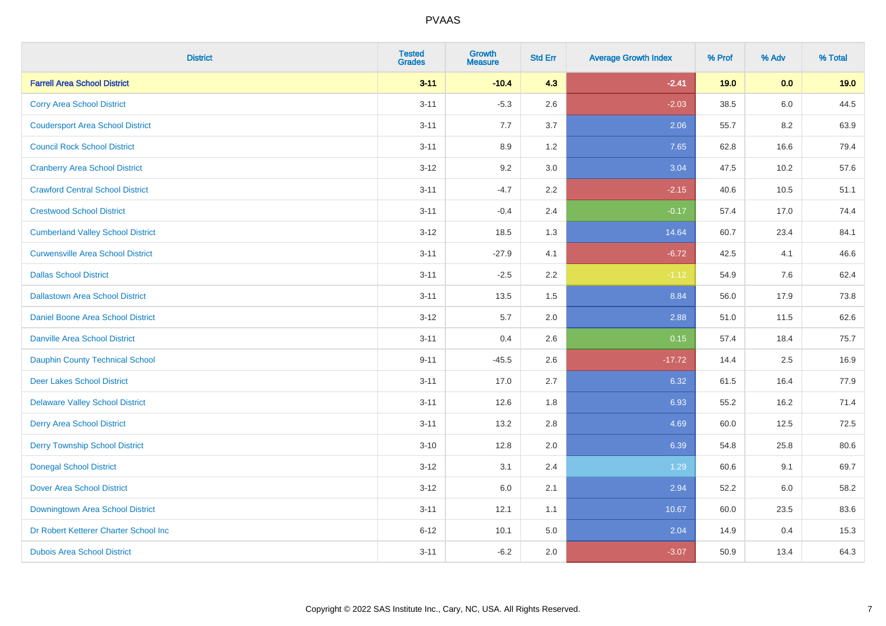# PVAAS

| District | Tested Grades | Growth Measure | Std Err | Average Growth Index | % Prof | % Adv | % Total |
|---|---|---|---|---|---|---|---|
| **Farrell Area School District** | **3-11** | **-10.4** | **4.3** | **-2.41** | **19.0** | **0.0** | **19.0** |
| Corry Area School District | 3-11 | -5.3 | 2.6 | -2.03 | 38.5 | 6.0 | 44.5 |
| Coudersport Area School District | 3-11 | 7.7 | 3.7 | 2.06 | 55.7 | 8.2 | 63.9 |
| Council Rock School District | 3-11 | 8.9 | 1.2 | 7.65 | 62.8 | 16.6 | 79.4 |
| Cranberry Area School District | 3-12 | 9.2 | 3.0 | 3.04 | 47.5 | 10.2 | 57.6 |
| Crawford Central School District | 3-11 | -4.7 | 2.2 | -2.15 | 40.6 | 10.5 | 51.1 |
| Crestwood School District | 3-11 | -0.4 | 2.4 | -0.17 | 57.4 | 17.0 | 74.4 |
| Cumberland Valley School District | 3-12 | 18.5 | 1.3 | 14.64 | 60.7 | 23.4 | 84.1 |
| Curwensville Area School District | 3-11 | -27.9 | 4.1 | -6.72 | 42.5 | 4.1 | 46.6 |
| Dallas School District | 3-11 | -2.5 | 2.2 | -1.12 | 54.9 | 7.6 | 62.4 |
| Dallastown Area School District | 3-11 | 13.5 | 1.5 | 8.84 | 56.0 | 17.9 | 73.8 |
| Daniel Boone Area School District | 3-12 | 5.7 | 2.0 | 2.88 | 51.0 | 11.5 | 62.6 |
| Danville Area School District | 3-11 | 0.4 | 2.6 | 0.15 | 57.4 | 18.4 | 75.7 |
| Dauphin County Technical School | 9-11 | -45.5 | 2.6 | -17.72 | 14.4 | 2.5 | 16.9 |
| Deer Lakes School District | 3-11 | 17.0 | 2.7 | 6.32 | 61.5 | 16.4 | 77.9 |
| Delaware Valley School District | 3-11 | 12.6 | 1.8 | 6.93 | 55.2 | 16.2 | 71.4 |
| Derry Area School District | 3-11 | 13.2 | 2.8 | 4.69 | 60.0 | 12.5 | 72.5 |
| Derry Township School District | 3-10 | 12.8 | 2.0 | 6.39 | 54.8 | 25.8 | 80.6 |
| Donegal School District | 3-12 | 3.1 | 2.4 | 1.29 | 60.6 | 9.1 | 69.7 |
| Dover Area School District | 3-12 | 6.0 | 2.1 | 2.94 | 52.2 | 6.0 | 58.2 |
| Downingtown Area School District | 3-11 | 12.1 | 1.1 | 10.67 | 60.0 | 23.5 | 83.6 |
| Dr Robert Ketterer Charter School Inc | 6-12 | 10.1 | 5.0 | 2.04 | 14.9 | 0.4 | 15.3 |
| Dubois Area School District | 3-11 | -6.2 | 2.0 | -3.07 | 50.9 | 13.4 | 64.3 |

Copyright © 2022 SAS Institute Inc., Cary, NC, USA. All Rights Reserved.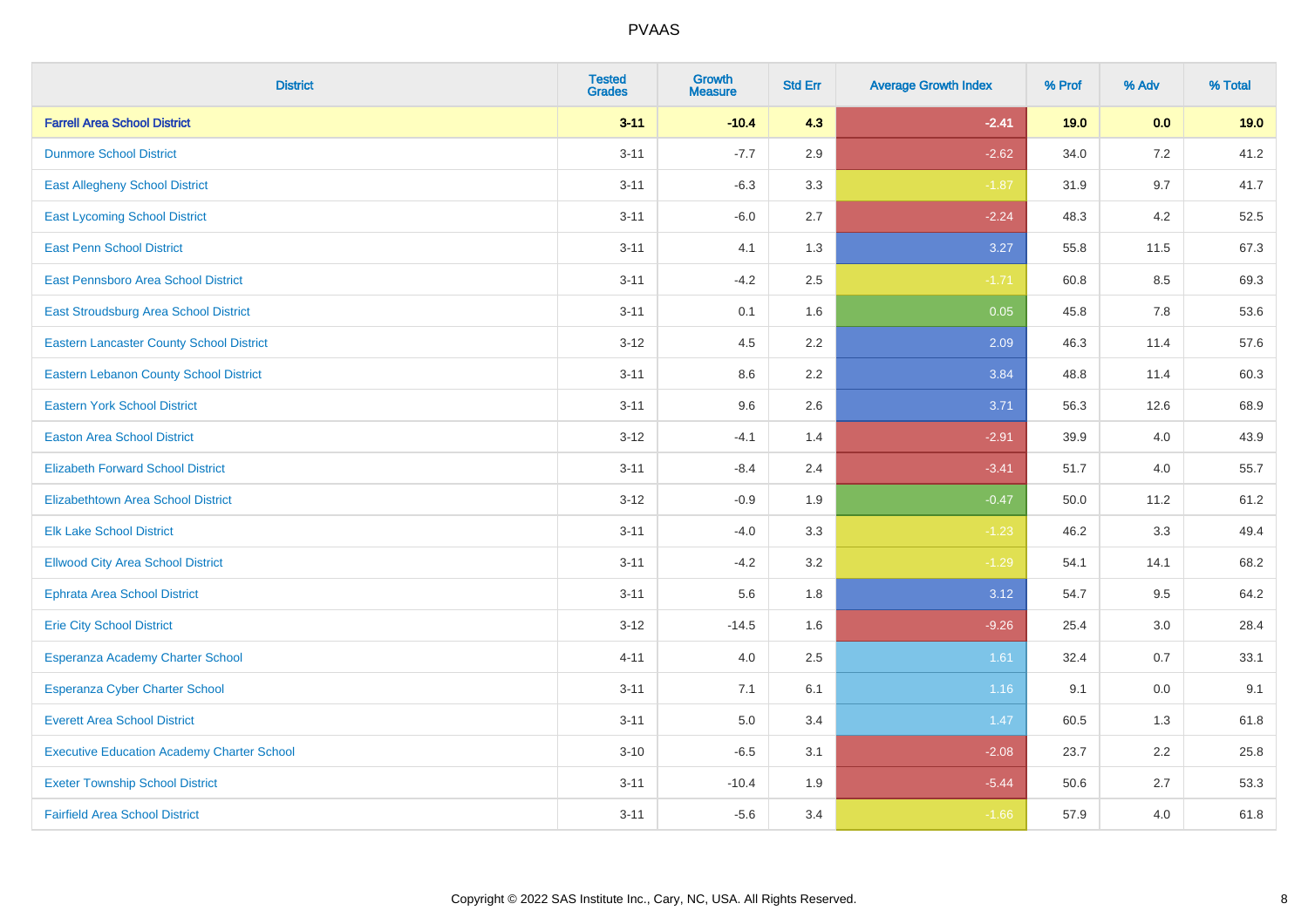# PVAAS

| District | Tested Grades | Growth Measure | Std Err | Average Growth Index | % Prof | % Adv | % Total |
|---|---|---|---|---|---|---|---|
| **Farrell Area School District** | **3-11** | **-10.4** | **4.3** | **-2.41** | **19.0** | **0.0** | **19.0** |
| Dunmore School District | 3-11 | -7.7 | 2.9 | -2.62 | 34.0 | 7.2 | 41.2 |
| East Allegheny School District | 3-11 | -6.3 | 3.3 | -1.87 | 31.9 | 9.7 | 41.7 |
| East Lycoming School District | 3-11 | -6.0 | 2.7 | -2.24 | 48.3 | 4.2 | 52.5 |
| East Penn School District | 3-11 | 4.1 | 1.3 | 3.27 | 55.8 | 11.5 | 67.3 |
| East Pennsboro Area School District | 3-11 | -4.2 | 2.5 | -1.71 | 60.8 | 8.5 | 69.3 |
| East Stroudsburg Area School District | 3-11 | 0.1 | 1.6 | 0.05 | 45.8 | 7.8 | 53.6 |
| Eastern Lancaster County School District | 3-12 | 4.5 | 2.2 | 2.09 | 46.3 | 11.4 | 57.6 |
| Eastern Lebanon County School District | 3-11 | 8.6 | 2.2 | 3.84 | 48.8 | 11.4 | 60.3 |
| Eastern York School District | 3-11 | 9.6 | 2.6 | 3.71 | 56.3 | 12.6 | 68.9 |
| Easton Area School District | 3-12 | -4.1 | 1.4 | -2.91 | 39.9 | 4.0 | 43.9 |
| Elizabeth Forward School District | 3-11 | -8.4 | 2.4 | -3.41 | 51.7 | 4.0 | 55.7 |
| Elizabethtown Area School District | 3-12 | -0.9 | 1.9 | -0.47 | 50.0 | 11.2 | 61.2 |
| Elk Lake School District | 3-11 | -4.0 | 3.3 | -1.23 | 46.2 | 3.3 | 49.4 |
| Ellwood City Area School District | 3-11 | -4.2 | 3.2 | -1.29 | 54.1 | 14.1 | 68.2 |
| Ephrata Area School District | 3-11 | 5.6 | 1.8 | 3.12 | 54.7 | 9.5 | 64.2 |
| Erie City School District | 3-12 | -14.5 | 1.6 | -9.26 | 25.4 | 3.0 | 28.4 |
| Esperanza Academy Charter School | 4-11 | 4.0 | 2.5 | 1.61 | 32.4 | 0.7 | 33.1 |
| Esperanza Cyber Charter School | 3-11 | 7.1 | 6.1 | 1.16 | 9.1 | 0.0 | 9.1 |
| Everett Area School District | 3-11 | 5.0 | 3.4 | 1.47 | 60.5 | 1.3 | 61.8 |
| Executive Education Academy Charter School | 3-10 | -6.5 | 3.1 | -2.08 | 23.7 | 2.2 | 25.8 |
| Exeter Township School District | 3-11 | -10.4 | 1.9 | -5.44 | 50.6 | 2.7 | 53.3 |
| Fairfield Area School District | 3-11 | -5.6 | 3.4 | -1.66 | 57.9 | 4.0 | 61.8 |

Copyright © 2022 SAS Institute Inc., Cary, NC, USA. All Rights Reserved.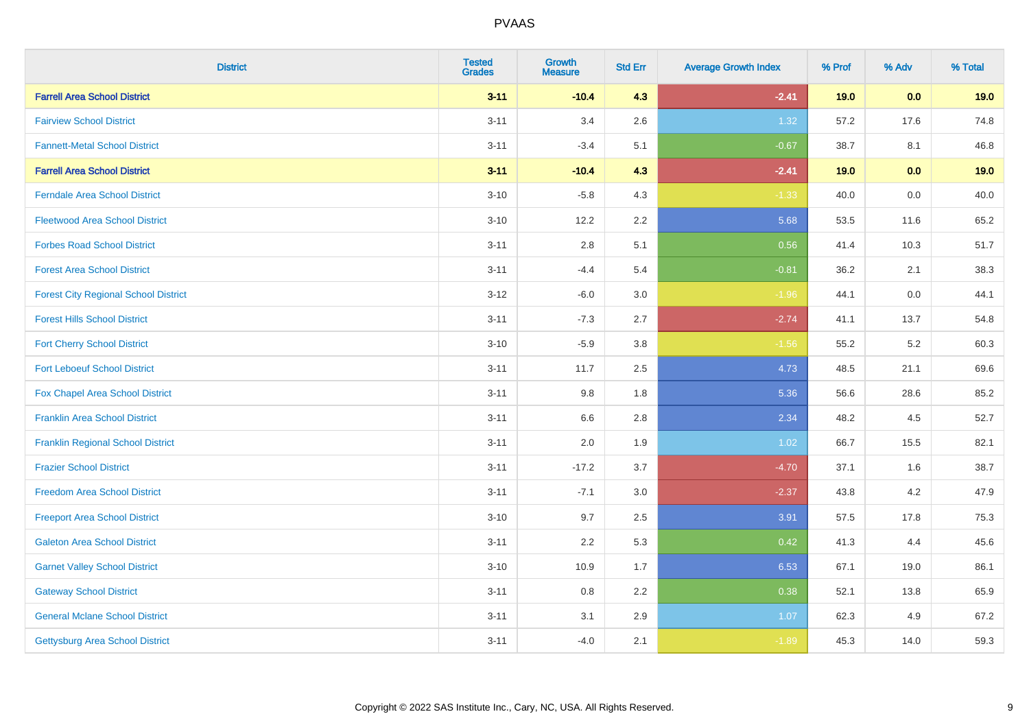# PVAAS

| District | Tested Grades | Growth Measure | Std Err | Average Growth Index | % Prof | % Adv | % Total |
|---|---|---|---|---|---|---|---|
| **Farrell Area School District** | **3-11** | **-10.4** | **4.3** | **-2.41** | **19.0** | **0.0** | **19.0** |
| Fairview School District | 3-11 | 3.4 | 2.6 | 1.32 | 57.2 | 17.6 | 74.8 |
| Fannett-Metal School District | 3-11 | -3.4 | 5.1 | -0.67 | 38.7 | 8.1 | 46.8 |
| **Farrell Area School District** | **3-11** | **-10.4** | **4.3** | **-2.41** | **19.0** | **0.0** | **19.0** |
| Ferndale Area School District | 3-10 | -5.8 | 4.3 | -1.33 | 40.0 | 0.0 | 40.0 |
| Fleetwood Area School District | 3-10 | 12.2 | 2.2 | 5.68 | 53.5 | 11.6 | 65.2 |
| Forbes Road School District | 3-11 | 2.8 | 5.1 | 0.56 | 41.4 | 10.3 | 51.7 |
| Forest Area School District | 3-11 | -4.4 | 5.4 | -0.81 | 36.2 | 2.1 | 38.3 |
| Forest City Regional School District | 3-12 | -6.0 | 3.0 | -1.96 | 44.1 | 0.0 | 44.1 |
| Forest Hills School District | 3-11 | -7.3 | 2.7 | -2.74 | 41.1 | 13.7 | 54.8 |
| Fort Cherry School District | 3-10 | -5.9 | 3.8 | -1.56 | 55.2 | 5.2 | 60.3 |
| Fort Leboeuf School District | 3-11 | 11.7 | 2.5 | 4.73 | 48.5 | 21.1 | 69.6 |
| Fox Chapel Area School District | 3-11 | 9.8 | 1.8 | 5.36 | 56.6 | 28.6 | 85.2 |
| Franklin Area School District | 3-11 | 6.6 | 2.8 | 2.34 | 48.2 | 4.5 | 52.7 |
| Franklin Regional School District | 3-11 | 2.0 | 1.9 | 1.02 | 66.7 | 15.5 | 82.1 |
| Frazier School District | 3-11 | -17.2 | 3.7 | -4.70 | 37.1 | 1.6 | 38.7 |
| Freedom Area School District | 3-11 | -7.1 | 3.0 | -2.37 | 43.8 | 4.2 | 47.9 |
| Freeport Area School District | 3-10 | 9.7 | 2.5 | 3.91 | 57.5 | 17.8 | 75.3 |
| Galeton Area School District | 3-11 | 2.2 | 5.3 | 0.42 | 41.3 | 4.4 | 45.6 |
| Garnet Valley School District | 3-10 | 10.9 | 1.7 | 6.53 | 67.1 | 19.0 | 86.1 |
| Gateway School District | 3-11 | 0.8 | 2.2 | 0.38 | 52.1 | 13.8 | 65.9 |
| General Mclane School District | 3-11 | 3.1 | 2.9 | 1.07 | 62.3 | 4.9 | 67.2 |
| Gettysburg Area School District | 3-11 | -4.0 | 2.1 | -1.89 | 45.3 | 14.0 | 59.3 |

Copyright © 2022 SAS Institute Inc., Cary, NC, USA. All Rights Reserved.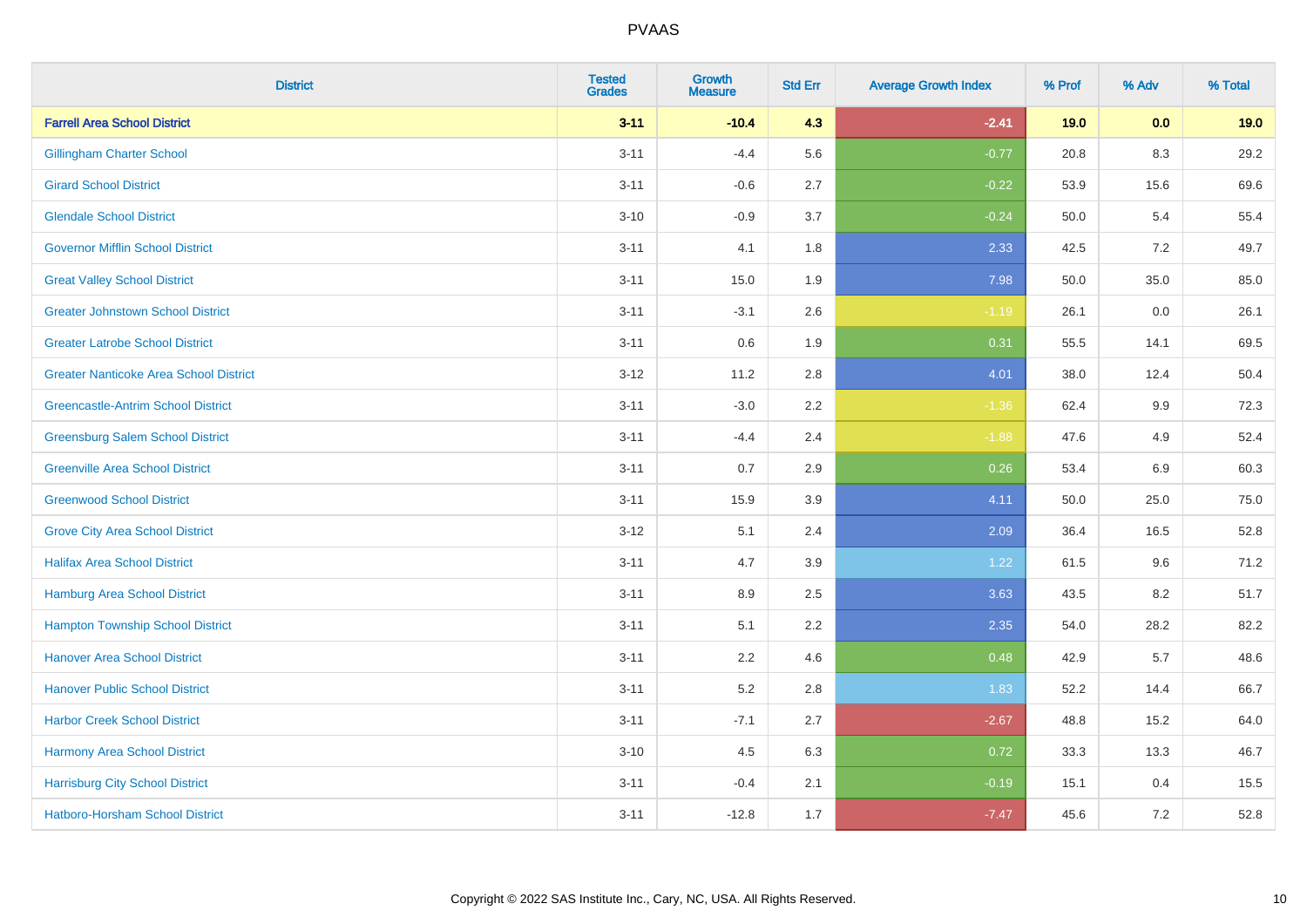PVAAS

| District | Tested Grades | Growth Measure | Std Err | Average Growth Index | % Prof | % Adv | % Total |
|---|---|---|---|---|---|---|---|
| **Farrell Area School District** | **3-11** | **-10.4** | **4.3** | **-2.41** | **19.0** | **0.0** | **19.0** |
| Gillingham Charter School | 3-11 | -4.4 | 5.6 | -0.77 | 20.8 | 8.3 | 29.2 |
| Girard School District | 3-11 | -0.6 | 2.7 | -0.22 | 53.9 | 15.6 | 69.6 |
| Glendale School District | 3-10 | -0.9 | 3.7 | -0.24 | 50.0 | 5.4 | 55.4 |
| Governor Mifflin School District | 3-11 | 4.1 | 1.8 | 2.33 | 42.5 | 7.2 | 49.7 |
| Great Valley School District | 3-11 | 15.0 | 1.9 | 7.98 | 50.0 | 35.0 | 85.0 |
| Greater Johnstown School District | 3-11 | -3.1 | 2.6 | -1.19 | 26.1 | 0.0 | 26.1 |
| Greater Latrobe School District | 3-11 | 0.6 | 1.9 | 0.31 | 55.5 | 14.1 | 69.5 |
| Greater Nanticoke Area School District | 3-12 | 11.2 | 2.8 | 4.01 | 38.0 | 12.4 | 50.4 |
| Greencastle-Antrim School District | 3-11 | -3.0 | 2.2 | -1.36 | 62.4 | 9.9 | 72.3 |
| Greensburg Salem School District | 3-11 | -4.4 | 2.4 | -1.88 | 47.6 | 4.9 | 52.4 |
| Greenville Area School District | 3-11 | 0.7 | 2.9 | 0.26 | 53.4 | 6.9 | 60.3 |
| Greenwood School District | 3-11 | 15.9 | 3.9 | 4.11 | 50.0 | 25.0 | 75.0 |
| Grove City Area School District | 3-12 | 5.1 | 2.4 | 2.09 | 36.4 | 16.5 | 52.8 |
| Halifax Area School District | 3-11 | 4.7 | 3.9 | 1.22 | 61.5 | 9.6 | 71.2 |
| Hamburg Area School District | 3-11 | 8.9 | 2.5 | 3.63 | 43.5 | 8.2 | 51.7 |
| Hampton Township School District | 3-11 | 5.1 | 2.2 | 2.35 | 54.0 | 28.2 | 82.2 |
| Hanover Area School District | 3-11 | 2.2 | 4.6 | 0.48 | 42.9 | 5.7 | 48.6 |
| Hanover Public School District | 3-11 | 5.2 | 2.8 | 1.83 | 52.2 | 14.4 | 66.7 |
| Harbor Creek School District | 3-11 | -7.1 | 2.7 | -2.67 | 48.8 | 15.2 | 64.0 |
| Harmony Area School District | 3-10 | 4.5 | 6.3 | 0.72 | 33.3 | 13.3 | 46.7 |
| Harrisburg City School District | 3-11 | -0.4 | 2.1 | -0.19 | 15.1 | 0.4 | 15.5 |
| Hatboro-Horsham School District | 3-11 | -12.8 | 1.7 | -7.47 | 45.6 | 7.2 | 52.8 |

Copyright © 2022 SAS Institute Inc., Cary, NC, USA. All Rights Reserved.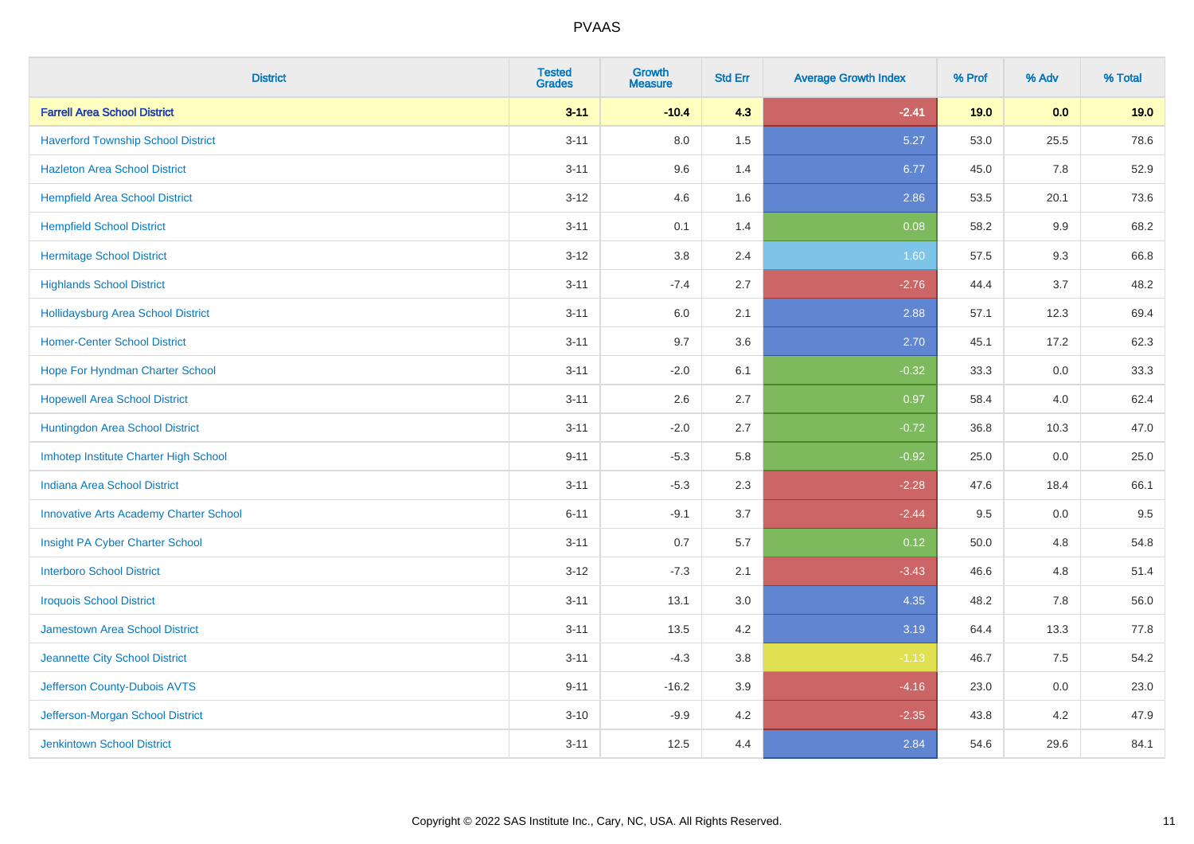| District | Tested Grades | Growth Measure | Std Err | Average Growth Index | % Prof | % Adv | % Total |
|---|---|---|---|---|---|---|---|
| **Farrell Area School District** | **3-11** | **-10.4** | **4.3** | **-2.41** | **19.0** | **0.0** | **19.0** |
| Haverford Township School District | 3-11 | 8.0 | 1.5 | 5.27 | 53.0 | 25.5 | 78.6 |
| Hazleton Area School District | 3-11 | 9.6 | 1.4 | 6.77 | 45.0 | 7.8 | 52.9 |
| Hempfield Area School District | 3-12 | 4.6 | 1.6 | 2.86 | 53.5 | 20.1 | 73.6 |
| Hempfield School District | 3-11 | 0.1 | 1.4 | 0.08 | 58.2 | 9.9 | 68.2 |
| Hermitage School District | 3-12 | 3.8 | 2.4 | 1.60 | 57.5 | 9.3 | 66.8 |
| Highlands School District | 3-11 | -7.4 | 2.7 | -2.76 | 44.4 | 3.7 | 48.2 |
| Hollidaysburg Area School District | 3-11 | 6.0 | 2.1 | 2.88 | 57.1 | 12.3 | 69.4 |
| Homer-Center School District | 3-11 | 9.7 | 3.6 | 2.70 | 45.1 | 17.2 | 62.3 |
| Hope For Hyndman Charter School | 3-11 | -2.0 | 6.1 | -0.32 | 33.3 | 0.0 | 33.3 |
| Hopewell Area School District | 3-11 | 2.6 | 2.7 | 0.97 | 58.4 | 4.0 | 62.4 |
| Huntingdon Area School District | 3-11 | -2.0 | 2.7 | -0.72 | 36.8 | 10.3 | 47.0 |
| Imhotep Institute Charter High School | 9-11 | -5.3 | 5.8 | -0.92 | 25.0 | 0.0 | 25.0 |
| Indiana Area School District | 3-11 | -5.3 | 2.3 | -2.28 | 47.6 | 18.4 | 66.1 |
| Innovative Arts Academy Charter School | 6-11 | -9.1 | 3.7 | -2.44 | 9.5 | 0.0 | 9.5 |
| Insight PA Cyber Charter School | 3-11 | 0.7 | 5.7 | 0.12 | 50.0 | 4.8 | 54.8 |
| Interboro School District | 3-12 | -7.3 | 2.1 | -3.43 | 46.6 | 4.8 | 51.4 |
| Iroquois School District | 3-11 | 13.1 | 3.0 | 4.35 | 48.2 | 7.8 | 56.0 |
| Jamestown Area School District | 3-11 | 13.5 | 4.2 | 3.19 | 64.4 | 13.3 | 77.8 |
| Jeannette City School District | 3-11 | -4.3 | 3.8 | -1.13 | 46.7 | 7.5 | 54.2 |
| Jefferson County-Dubois AVTS | 9-11 | -16.2 | 3.9 | -4.16 | 23.0 | 0.0 | 23.0 |
| Jefferson-Morgan School District | 3-10 | -9.9 | 4.2 | -2.35 | 43.8 | 4.2 | 47.9 |
| Jenkintown School District | 3-11 | 12.5 | 4.4 | 2.84 | 54.6 | 29.6 | 84.1 |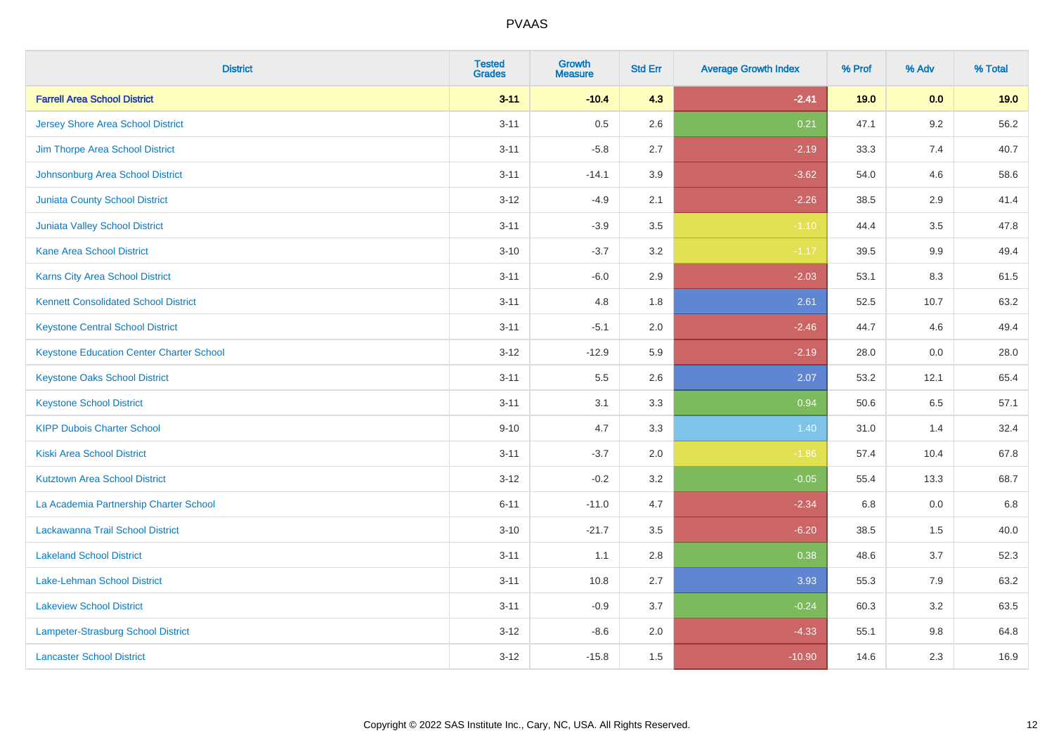# PVAAS

| District | Tested Grades | Growth Measure | Std Err | Average Growth Index | % Prof | % Adv | % Total |
|---|---|---|---|---|---|---|---|
| **Farrell Area School District** | **3-11** | **-10.4** | **4.3** | **-2.41** | **19.0** | **0.0** | **19.0** |
| Jersey Shore Area School District | 3-11 | 0.5 | 2.6 | 0.21 | 47.1 | 9.2 | 56.2 |
| Jim Thorpe Area School District | 3-11 | -5.8 | 2.7 | -2.19 | 33.3 | 7.4 | 40.7 |
| Johnsonburg Area School District | 3-11 | -14.1 | 3.9 | -3.62 | 54.0 | 4.6 | 58.6 |
| Juniata County School District | 3-12 | -4.9 | 2.1 | -2.26 | 38.5 | 2.9 | 41.4 |
| Juniata Valley School District | 3-11 | -3.9 | 3.5 | -1.10 | 44.4 | 3.5 | 47.8 |
| Kane Area School District | 3-10 | -3.7 | 3.2 | -1.17 | 39.5 | 9.9 | 49.4 |
| Karns City Area School District | 3-11 | -6.0 | 2.9 | -2.03 | 53.1 | 8.3 | 61.5 |
| Kennett Consolidated School District | 3-11 | 4.8 | 1.8 | 2.61 | 52.5 | 10.7 | 63.2 |
| Keystone Central School District | 3-11 | -5.1 | 2.0 | -2.46 | 44.7 | 4.6 | 49.4 |
| Keystone Education Center Charter School | 3-12 | -12.9 | 5.9 | -2.19 | 28.0 | 0.0 | 28.0 |
| Keystone Oaks School District | 3-11 | 5.5 | 2.6 | 2.07 | 53.2 | 12.1 | 65.4 |
| Keystone School District | 3-11 | 3.1 | 3.3 | 0.94 | 50.6 | 6.5 | 57.1 |
| KIPP Dubois Charter School | 9-10 | 4.7 | 3.3 | 1.40 | 31.0 | 1.4 | 32.4 |
| Kiski Area School District | 3-11 | -3.7 | 2.0 | -1.86 | 57.4 | 10.4 | 67.8 |
| Kutztown Area School District | 3-12 | -0.2 | 3.2 | -0.05 | 55.4 | 13.3 | 68.7 |
| La Academia Partnership Charter School | 6-11 | -11.0 | 4.7 | -2.34 | 6.8 | 0.0 | 6.8 |
| Lackawanna Trail School District | 3-10 | -21.7 | 3.5 | -6.20 | 38.5 | 1.5 | 40.0 |
| Lakeland School District | 3-11 | 1.1 | 2.8 | 0.38 | 48.6 | 3.7 | 52.3 |
| Lake-Lehman School District | 3-11 | 10.8 | 2.7 | 3.93 | 55.3 | 7.9 | 63.2 |
| Lakeview School District | 3-11 | -0.9 | 3.7 | -0.24 | 60.3 | 3.2 | 63.5 |
| Lampeter-Strasburg School District | 3-12 | -8.6 | 2.0 | -4.33 | 55.1 | 9.8 | 64.8 |
| Lancaster School District | 3-12 | -15.8 | 1.5 | -10.90 | 14.6 | 2.3 | 16.9 |

Copyright © 2022 SAS Institute Inc., Cary, NC, USA. All Rights Reserved.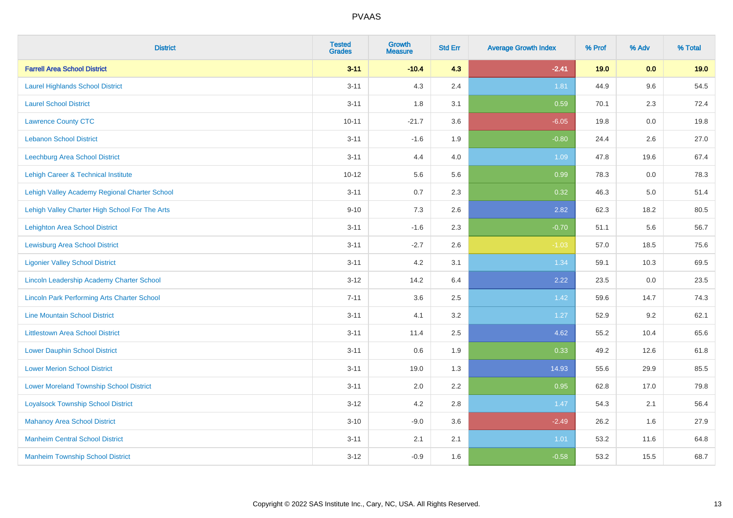PVAAS

| District | Tested Grades | Growth Measure | Std Err | Average Growth Index | % Prof | % Adv | % Total |
|---|---|---|---|---|---|---|---|
| **Farrell Area School District** | **3-11** | **-10.4** | **4.3** | **-2.41** | **19.0** | **0.0** | **19.0** |
| Laurel Highlands School District | 3-11 | 4.3 | 2.4 | 1.81 | 44.9 | 9.6 | 54.5 |
| Laurel School District | 3-11 | 1.8 | 3.1 | 0.59 | 70.1 | 2.3 | 72.4 |
| Lawrence County CTC | 10-11 | -21.7 | 3.6 | -6.05 | 19.8 | 0.0 | 19.8 |
| Lebanon School District | 3-11 | -1.6 | 1.9 | -0.80 | 24.4 | 2.6 | 27.0 |
| Leechburg Area School District | 3-11 | 4.4 | 4.0 | 1.09 | 47.8 | 19.6 | 67.4 |
| Lehigh Career & Technical Institute | 10-12 | 5.6 | 5.6 | 0.99 | 78.3 | 0.0 | 78.3 |
| Lehigh Valley Academy Regional Charter School | 3-11 | 0.7 | 2.3 | 0.32 | 46.3 | 5.0 | 51.4 |
| Lehigh Valley Charter High School For The Arts | 9-10 | 7.3 | 2.6 | 2.82 | 62.3 | 18.2 | 80.5 |
| Lehighton Area School District | 3-11 | -1.6 | 2.3 | -0.70 | 51.1 | 5.6 | 56.7 |
| Lewisburg Area School District | 3-11 | -2.7 | 2.6 | -1.03 | 57.0 | 18.5 | 75.6 |
| Ligonier Valley School District | 3-11 | 4.2 | 3.1 | 1.34 | 59.1 | 10.3 | 69.5 |
| Lincoln Leadership Academy Charter School | 3-12 | 14.2 | 6.4 | 2.22 | 23.5 | 0.0 | 23.5 |
| Lincoln Park Performing Arts Charter School | 7-11 | 3.6 | 2.5 | 1.42 | 59.6 | 14.7 | 74.3 |
| Line Mountain School District | 3-11 | 4.1 | 3.2 | 1.27 | 52.9 | 9.2 | 62.1 |
| Littlestown Area School District | 3-11 | 11.4 | 2.5 | 4.62 | 55.2 | 10.4 | 65.6 |
| Lower Dauphin School District | 3-11 | 0.6 | 1.9 | 0.33 | 49.2 | 12.6 | 61.8 |
| Lower Merion School District | 3-11 | 19.0 | 1.3 | 14.93 | 55.6 | 29.9 | 85.5 |
| Lower Moreland Township School District | 3-11 | 2.0 | 2.2 | 0.95 | 62.8 | 17.0 | 79.8 |
| Loyalsock Township School District | 3-12 | 4.2 | 2.8 | 1.47 | 54.3 | 2.1 | 56.4 |
| Mahanoy Area School District | 3-10 | -9.0 | 3.6 | -2.49 | 26.2 | 1.6 | 27.9 |
| Manheim Central School District | 3-11 | 2.1 | 2.1 | 1.01 | 53.2 | 11.6 | 64.8 |
| Manheim Township School District | 3-12 | -0.9 | 1.6 | -0.58 | 53.2 | 15.5 | 68.7 |

Copyright © 2022 SAS Institute Inc., Cary, NC, USA. All Rights Reserved.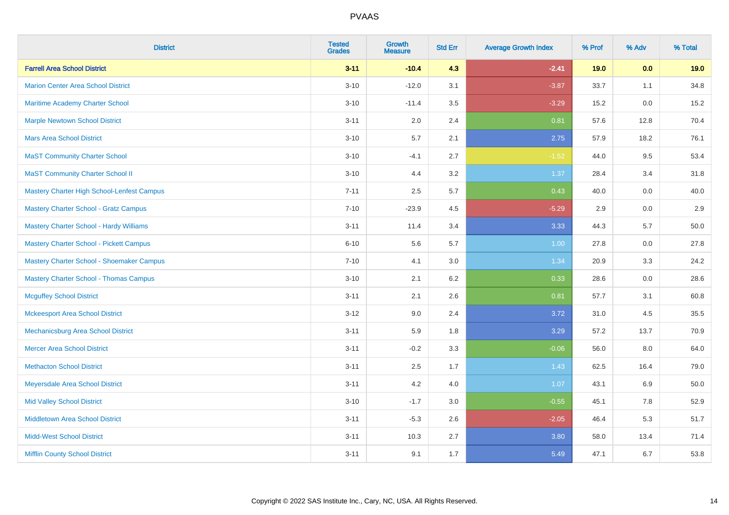# PVAAS

| District | Tested Grades | Growth Measure | Std Err | Average Growth Index | % Prof | % Adv | % Total |
|---|---|---|---|---|---|---|---|
| **Farrell Area School District** | **3-11** | **-10.4** | **4.3** | **-2.41** | **19.0** | **0.0** | **19.0** |
| Marion Center Area School District | 3-10 | -12.0 | 3.1 | -3.87 | 33.7 | 1.1 | 34.8 |
| Maritime Academy Charter School | 3-10 | -11.4 | 3.5 | -3.29 | 15.2 | 0.0 | 15.2 |
| Marple Newtown School District | 3-11 | 2.0 | 2.4 | 0.81 | 57.6 | 12.8 | 70.4 |
| Mars Area School District | 3-10 | 5.7 | 2.1 | 2.75 | 57.9 | 18.2 | 76.1 |
| MaST Community Charter School | 3-10 | -4.1 | 2.7 | -1.52 | 44.0 | 9.5 | 53.4 |
| MaST Community Charter School II | 3-10 | 4.4 | 3.2 | 1.37 | 28.4 | 3.4 | 31.8 |
| Mastery Charter High School-Lenfest Campus | 7-11 | 2.5 | 5.7 | 0.43 | 40.0 | 0.0 | 40.0 |
| Mastery Charter School - Gratz Campus | 7-10 | -23.9 | 4.5 | -5.29 | 2.9 | 0.0 | 2.9 |
| Mastery Charter School - Hardy Williams | 3-11 | 11.4 | 3.4 | 3.33 | 44.3 | 5.7 | 50.0 |
| Mastery Charter School - Pickett Campus | 6-10 | 5.6 | 5.7 | 1.00 | 27.8 | 0.0 | 27.8 |
| Mastery Charter School - Shoemaker Campus | 7-10 | 4.1 | 3.0 | 1.34 | 20.9 | 3.3 | 24.2 |
| Mastery Charter School - Thomas Campus | 3-10 | 2.1 | 6.2 | 0.33 | 28.6 | 0.0 | 28.6 |
| Mcguffey School District | 3-11 | 2.1 | 2.6 | 0.81 | 57.7 | 3.1 | 60.8 |
| Mckeesport Area School District | 3-12 | 9.0 | 2.4 | 3.72 | 31.0 | 4.5 | 35.5 |
| Mechanicsburg Area School District | 3-11 | 5.9 | 1.8 | 3.29 | 57.2 | 13.7 | 70.9 |
| Mercer Area School District | 3-11 | -0.2 | 3.3 | -0.06 | 56.0 | 8.0 | 64.0 |
| Methacton School District | 3-11 | 2.5 | 1.7 | 1.43 | 62.5 | 16.4 | 79.0 |
| Meyersdale Area School District | 3-11 | 4.2 | 4.0 | 1.07 | 43.1 | 6.9 | 50.0 |
| Mid Valley School District | 3-10 | -1.7 | 3.0 | -0.55 | 45.1 | 7.8 | 52.9 |
| Middletown Area School District | 3-11 | -5.3 | 2.6 | -2.05 | 46.4 | 5.3 | 51.7 |
| Midd-West School District | 3-11 | 10.3 | 2.7 | 3.80 | 58.0 | 13.4 | 71.4 |
| Mifflin County School District | 3-11 | 9.1 | 1.7 | 5.49 | 47.1 | 6.7 | 53.8 |

Copyright © 2022 SAS Institute Inc., Cary, NC, USA. All Rights Reserved.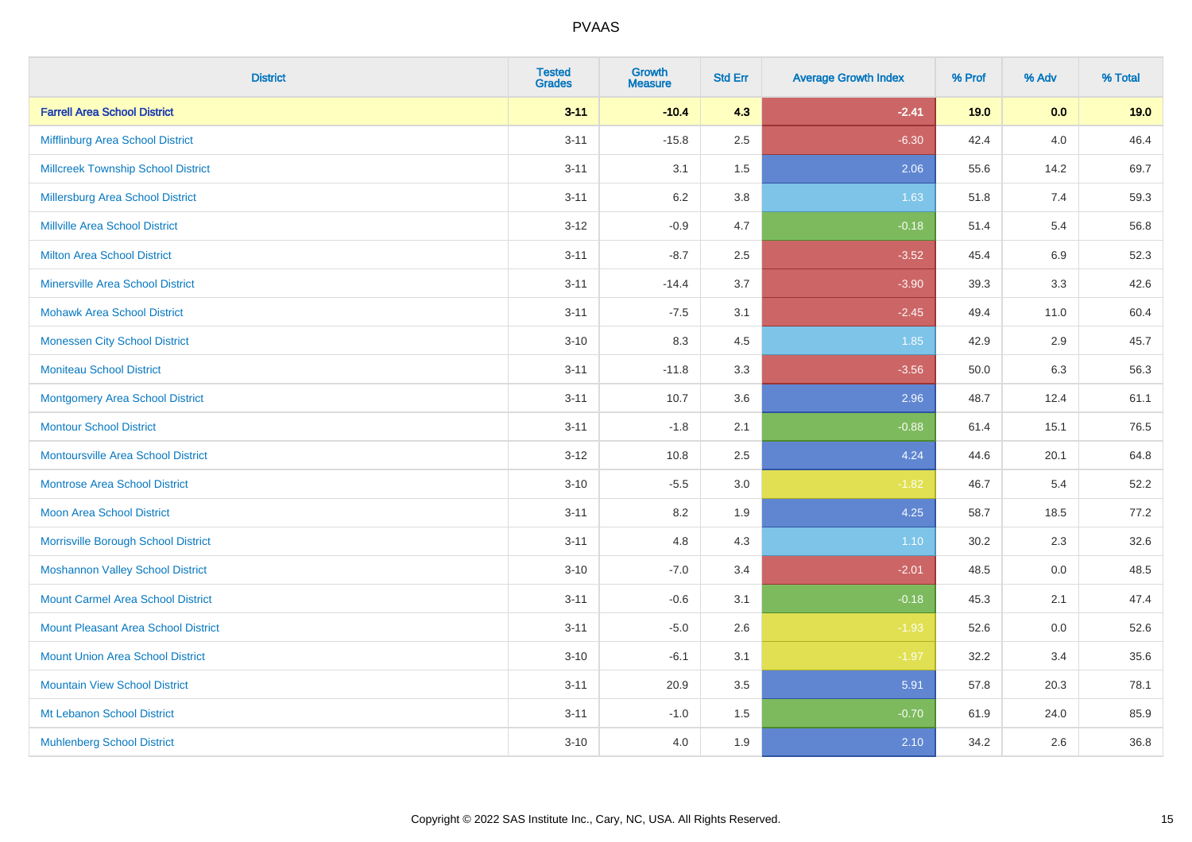# PVAAS

| District | Tested Grades | Growth Measure | Std Err | Average Growth Index | % Prof | % Adv | % Total |
|---|---|---|---|---|---|---|---|
| **Farrell Area School District** | **3-11** | **-10.4** | **4.3** | **-2.41** | **19.0** | **0.0** | **19.0** |
| Mifflinburg Area School District | 3-11 | -15.8 | 2.5 | -6.30 | 42.4 | 4.0 | 46.4 |
| Millcreek Township School District | 3-11 | 3.1 | 1.5 | 2.06 | 55.6 | 14.2 | 69.7 |
| Millersburg Area School District | 3-11 | 6.2 | 3.8 | 1.63 | 51.8 | 7.4 | 59.3 |
| Millville Area School District | 3-12 | -0.9 | 4.7 | -0.18 | 51.4 | 5.4 | 56.8 |
| Milton Area School District | 3-11 | -8.7 | 2.5 | -3.52 | 45.4 | 6.9 | 52.3 |
| Minersville Area School District | 3-11 | -14.4 | 3.7 | -3.90 | 39.3 | 3.3 | 42.6 |
| Mohawk Area School District | 3-11 | -7.5 | 3.1 | -2.45 | 49.4 | 11.0 | 60.4 |
| Monessen City School District | 3-10 | 8.3 | 4.5 | 1.85 | 42.9 | 2.9 | 45.7 |
| Moniteau School District | 3-11 | -11.8 | 3.3 | -3.56 | 50.0 | 6.3 | 56.3 |
| Montgomery Area School District | 3-11 | 10.7 | 3.6 | 2.96 | 48.7 | 12.4 | 61.1 |
| Montour School District | 3-11 | -1.8 | 2.1 | -0.88 | 61.4 | 15.1 | 76.5 |
| Montoursville Area School District | 3-12 | 10.8 | 2.5 | 4.24 | 44.6 | 20.1 | 64.8 |
| Montrose Area School District | 3-10 | -5.5 | 3.0 | -1.82 | 46.7 | 5.4 | 52.2 |
| Moon Area School District | 3-11 | 8.2 | 1.9 | 4.25 | 58.7 | 18.5 | 77.2 |
| Morrisville Borough School District | 3-11 | 4.8 | 4.3 | 1.10 | 30.2 | 2.3 | 32.6 |
| Moshannon Valley School District | 3-10 | -7.0 | 3.4 | -2.01 | 48.5 | 0.0 | 48.5 |
| Mount Carmel Area School District | 3-11 | -0.6 | 3.1 | -0.18 | 45.3 | 2.1 | 47.4 |
| Mount Pleasant Area School District | 3-11 | -5.0 | 2.6 | -1.93 | 52.6 | 0.0 | 52.6 |
| Mount Union Area School District | 3-10 | -6.1 | 3.1 | -1.97 | 32.2 | 3.4 | 35.6 |
| Mountain View School District | 3-11 | 20.9 | 3.5 | 5.91 | 57.8 | 20.3 | 78.1 |
| Mt Lebanon School District | 3-11 | -1.0 | 1.5 | -0.70 | 61.9 | 24.0 | 85.9 |
| Muhlenberg School District | 3-10 | 4.0 | 1.9 | 2.10 | 34.2 | 2.6 | 36.8 |

Copyright © 2022 SAS Institute Inc., Cary, NC, USA. All Rights Reserved.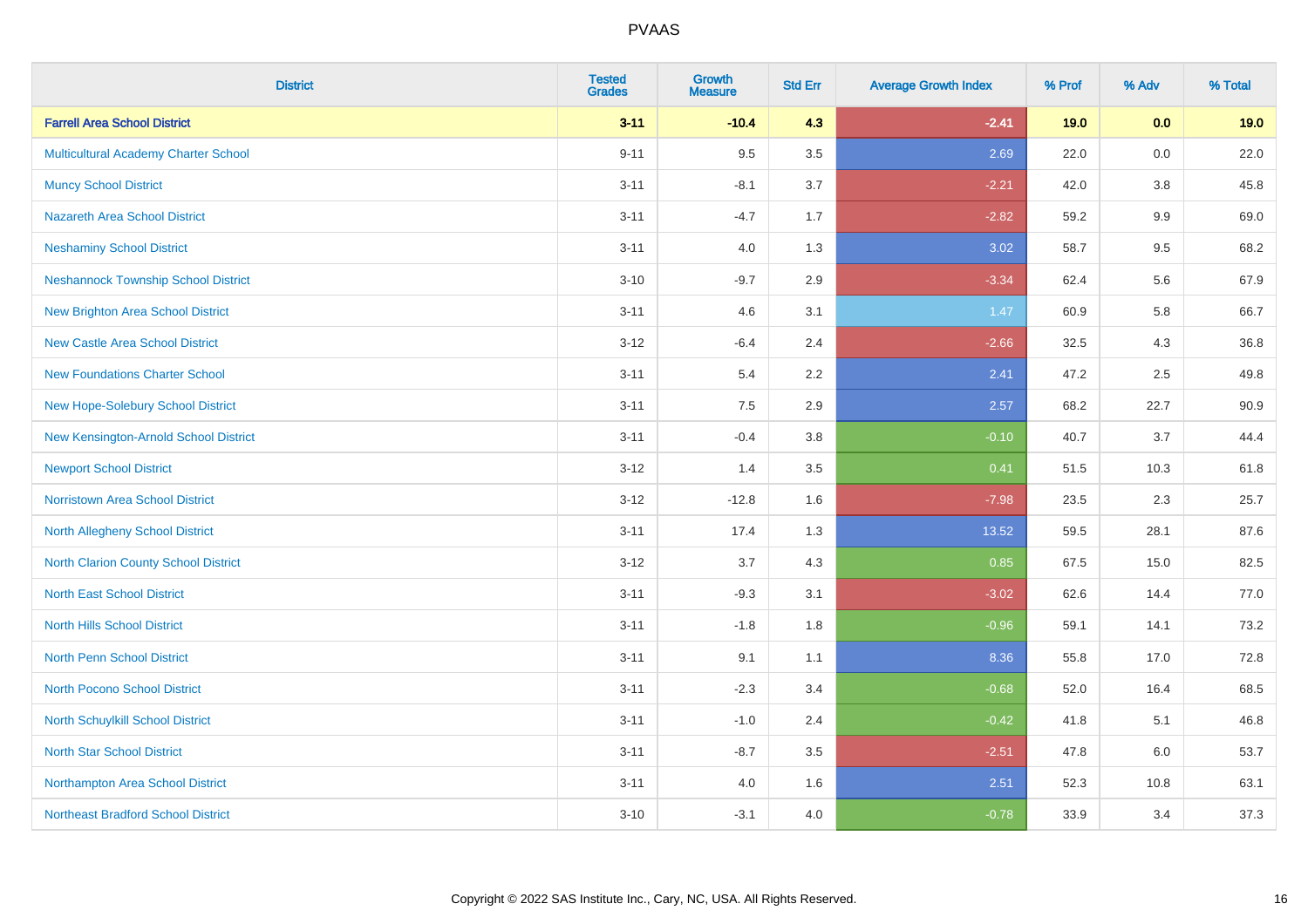| District | Tested Grades | Growth Measure | Std Err | Average Growth Index | % Prof | % Adv | % Total |
|---|---|---|---|---|---|---|---|
| **Farrell Area School District** | **3-11** | **-10.4** | **4.3** | **-2.41** | **19.0** | **0.0** | **19.0** |
| Multicultural Academy Charter School | 9-11 | 9.5 | 3.5 | 2.69 | 22.0 | 0.0 | 22.0 |
| Muncy School District | 3-11 | -8.1 | 3.7 | -2.21 | 42.0 | 3.8 | 45.8 |
| Nazareth Area School District | 3-11 | -4.7 | 1.7 | -2.82 | 59.2 | 9.9 | 69.0 |
| Neshaminy School District | 3-11 | 4.0 | 1.3 | 3.02 | 58.7 | 9.5 | 68.2 |
| Neshannock Township School District | 3-10 | -9.7 | 2.9 | -3.34 | 62.4 | 5.6 | 67.9 |
| New Brighton Area School District | 3-11 | 4.6 | 3.1 | 1.47 | 60.9 | 5.8 | 66.7 |
| New Castle Area School District | 3-12 | -6.4 | 2.4 | -2.66 | 32.5 | 4.3 | 36.8 |
| New Foundations Charter School | 3-11 | 5.4 | 2.2 | 2.41 | 47.2 | 2.5 | 49.8 |
| New Hope-Solebury School District | 3-11 | 7.5 | 2.9 | 2.57 | 68.2 | 22.7 | 90.9 |
| New Kensington-Arnold School District | 3-11 | -0.4 | 3.8 | -0.10 | 40.7 | 3.7 | 44.4 |
| Newport School District | 3-12 | 1.4 | 3.5 | 0.41 | 51.5 | 10.3 | 61.8 |
| Norristown Area School District | 3-12 | -12.8 | 1.6 | -7.98 | 23.5 | 2.3 | 25.7 |
| North Allegheny School District | 3-11 | 17.4 | 1.3 | 13.52 | 59.5 | 28.1 | 87.6 |
| North Clarion County School District | 3-12 | 3.7 | 4.3 | 0.85 | 67.5 | 15.0 | 82.5 |
| North East School District | 3-11 | -9.3 | 3.1 | -3.02 | 62.6 | 14.4 | 77.0 |
| North Hills School District | 3-11 | -1.8 | 1.8 | -0.96 | 59.1 | 14.1 | 73.2 |
| North Penn School District | 3-11 | 9.1 | 1.1 | 8.36 | 55.8 | 17.0 | 72.8 |
| North Pocono School District | 3-11 | -2.3 | 3.4 | -0.68 | 52.0 | 16.4 | 68.5 |
| North Schuylkill School District | 3-11 | -1.0 | 2.4 | -0.42 | 41.8 | 5.1 | 46.8 |
| North Star School District | 3-11 | -8.7 | 3.5 | -2.51 | 47.8 | 6.0 | 53.7 |
| Northampton Area School District | 3-11 | 4.0 | 1.6 | 2.51 | 52.3 | 10.8 | 63.1 |
| Northeast Bradford School District | 3-10 | -3.1 | 4.0 | -0.78 | 33.9 | 3.4 | 37.3 |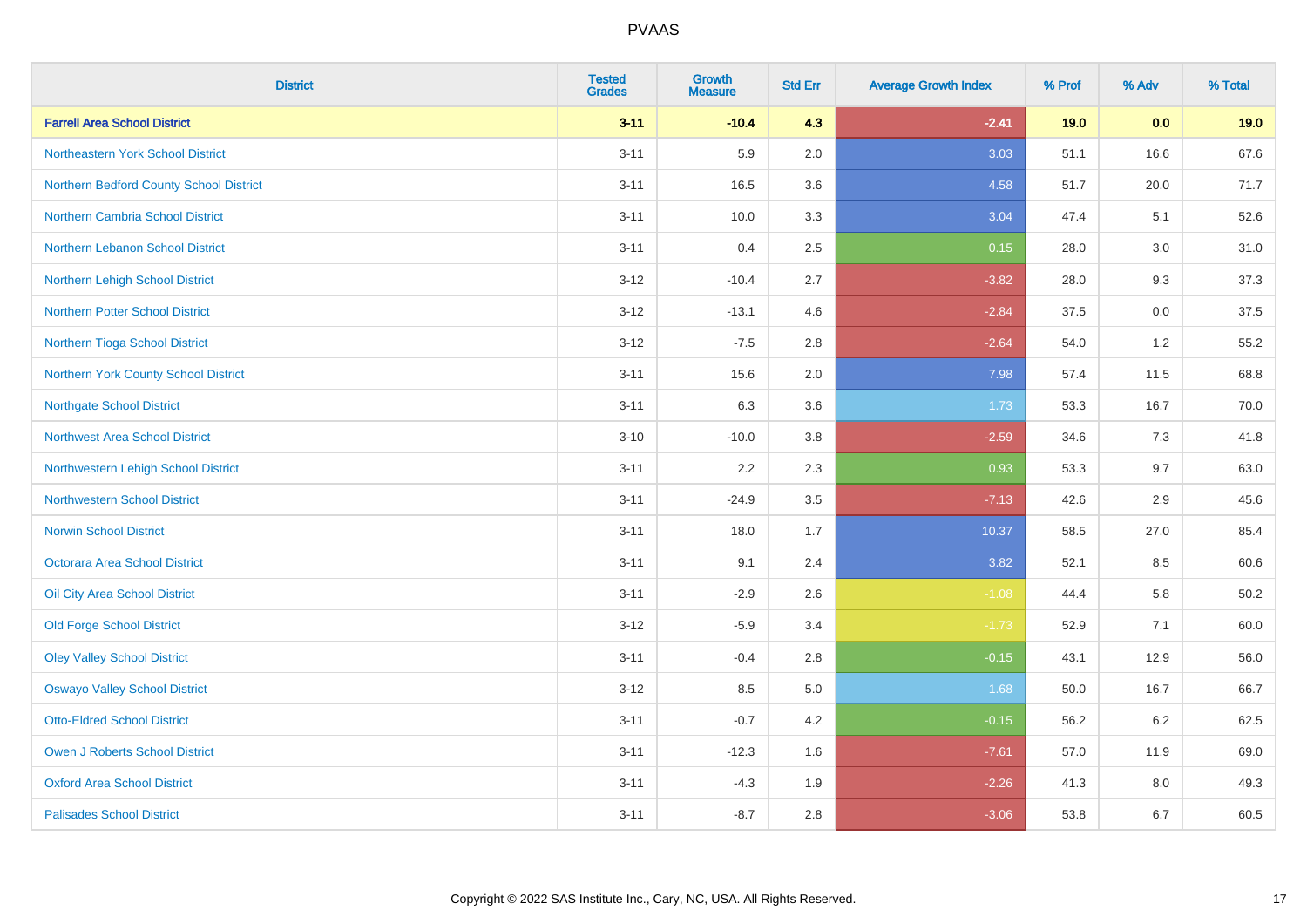# PVAAS

| District | Tested Grades | Growth Measure | Std Err | Average Growth Index | % Prof | % Adv | % Total |
|---|---|---|---|---|---|---|---|
| **Farrell Area School District** | **3-11** | **-10.4** | **4.3** | **-2.41** | **19.0** | **0.0** | **19.0** |
| Northeastern York School District | 3-11 | 5.9 | 2.0 | 3.03 | 51.1 | 16.6 | 67.6 |
| Northern Bedford County School District | 3-11 | 16.5 | 3.6 | 4.58 | 51.7 | 20.0 | 71.7 |
| Northern Cambria School District | 3-11 | 10.0 | 3.3 | 3.04 | 47.4 | 5.1 | 52.6 |
| Northern Lebanon School District | 3-11 | 0.4 | 2.5 | 0.15 | 28.0 | 3.0 | 31.0 |
| Northern Lehigh School District | 3-12 | -10.4 | 2.7 | -3.82 | 28.0 | 9.3 | 37.3 |
| Northern Potter School District | 3-12 | -13.1 | 4.6 | -2.84 | 37.5 | 0.0 | 37.5 |
| Northern Tioga School District | 3-12 | -7.5 | 2.8 | -2.64 | 54.0 | 1.2 | 55.2 |
| Northern York County School District | 3-11 | 15.6 | 2.0 | 7.98 | 57.4 | 11.5 | 68.8 |
| Northgate School District | 3-11 | 6.3 | 3.6 | 1.73 | 53.3 | 16.7 | 70.0 |
| Northwest Area School District | 3-10 | -10.0 | 3.8 | -2.59 | 34.6 | 7.3 | 41.8 |
| Northwestern Lehigh School District | 3-11 | 2.2 | 2.3 | 0.93 | 53.3 | 9.7 | 63.0 |
| Northwestern School District | 3-11 | -24.9 | 3.5 | -7.13 | 42.6 | 2.9 | 45.6 |
| Norwin School District | 3-11 | 18.0 | 1.7 | 10.37 | 58.5 | 27.0 | 85.4 |
| Octorara Area School District | 3-11 | 9.1 | 2.4 | 3.82 | 52.1 | 8.5 | 60.6 |
| Oil City Area School District | 3-11 | -2.9 | 2.6 | -1.08 | 44.4 | 5.8 | 50.2 |
| Old Forge School District | 3-12 | -5.9 | 3.4 | -1.73 | 52.9 | 7.1 | 60.0 |
| Oley Valley School District | 3-11 | -0.4 | 2.8 | -0.15 | 43.1 | 12.9 | 56.0 |
| Oswayo Valley School District | 3-12 | 8.5 | 5.0 | 1.68 | 50.0 | 16.7 | 66.7 |
| Otto-Eldred School District | 3-11 | -0.7 | 4.2 | -0.15 | 56.2 | 6.2 | 62.5 |
| Owen J Roberts School District | 3-11 | -12.3 | 1.6 | -7.61 | 57.0 | 11.9 | 69.0 |
| Oxford Area School District | 3-11 | -4.3 | 1.9 | -2.26 | 41.3 | 8.0 | 49.3 |
| Palisades School District | 3-11 | -8.7 | 2.8 | -3.06 | 53.8 | 6.7 | 60.5 |

Copyright © 2022 SAS Institute Inc., Cary, NC, USA. All Rights Reserved.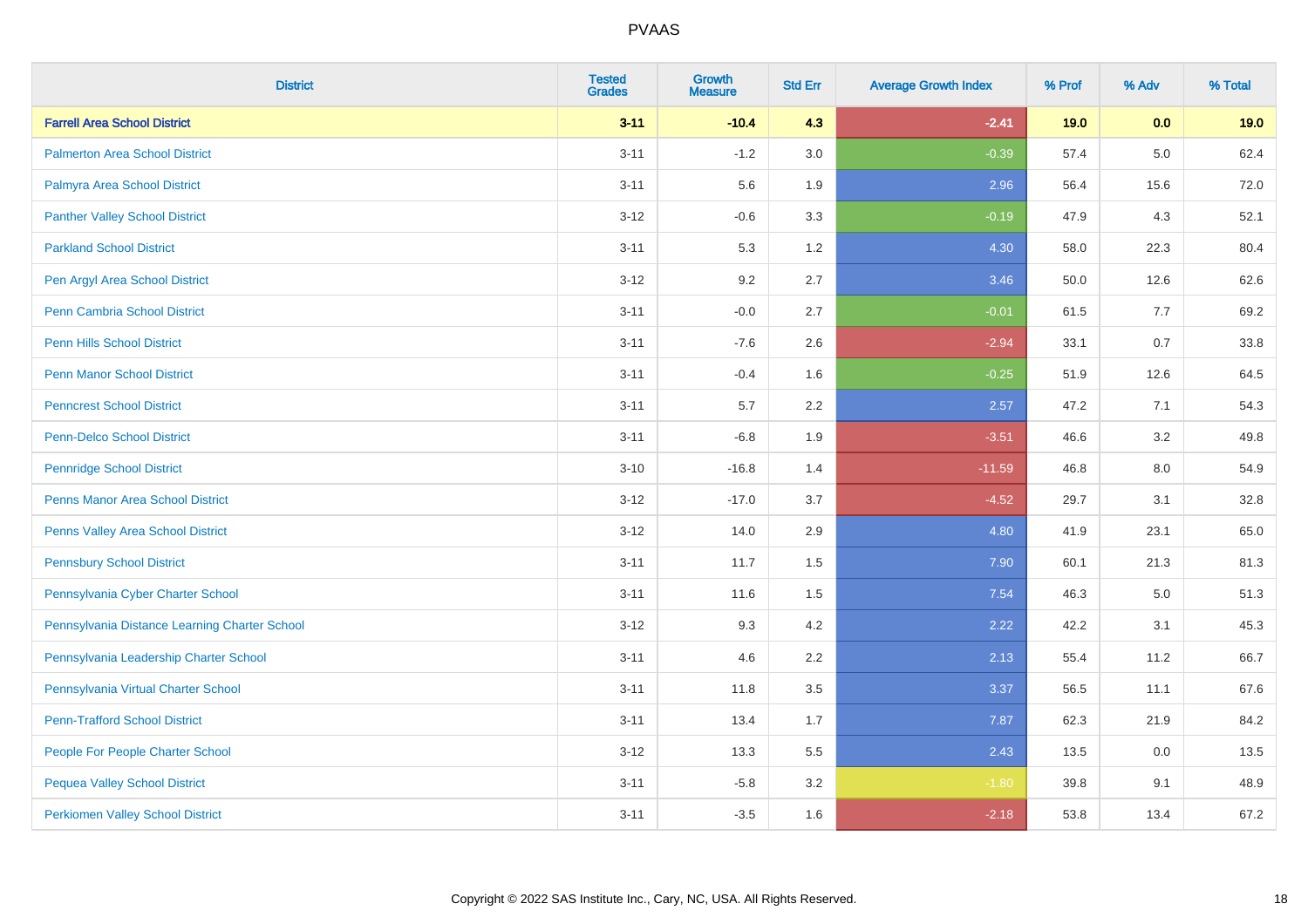# PVAAS

| District | Tested Grades | Growth Measure | Std Err | Average Growth Index | % Prof | % Adv | % Total |
|---|---|---|---|---|---|---|---|
| **Farrell Area School District** | **3-11** | **-10.4** | **4.3** | **-2.41** | **19.0** | **0.0** | **19.0** |
| Palmerton Area School District | 3-11 | -1.2 | 3.0 | -0.39 | 57.4 | 5.0 | 62.4 |
| Palmyra Area School District | 3-11 | 5.6 | 1.9 | 2.96 | 56.4 | 15.6 | 72.0 |
| Panther Valley School District | 3-12 | -0.6 | 3.3 | -0.19 | 47.9 | 4.3 | 52.1 |
| Parkland School District | 3-11 | 5.3 | 1.2 | 4.30 | 58.0 | 22.3 | 80.4 |
| Pen Argyl Area School District | 3-12 | 9.2 | 2.7 | 3.46 | 50.0 | 12.6 | 62.6 |
| Penn Cambria School District | 3-11 | -0.0 | 2.7 | -0.01 | 61.5 | 7.7 | 69.2 |
| Penn Hills School District | 3-11 | -7.6 | 2.6 | -2.94 | 33.1 | 0.7 | 33.8 |
| Penn Manor School District | 3-11 | -0.4 | 1.6 | -0.25 | 51.9 | 12.6 | 64.5 |
| Penncrest School District | 3-11 | 5.7 | 2.2 | 2.57 | 47.2 | 7.1 | 54.3 |
| Penn-Delco School District | 3-11 | -6.8 | 1.9 | -3.51 | 46.6 | 3.2 | 49.8 |
| Pennridge School District | 3-10 | -16.8 | 1.4 | -11.59 | 46.8 | 8.0 | 54.9 |
| Penns Manor Area School District | 3-12 | -17.0 | 3.7 | -4.52 | 29.7 | 3.1 | 32.8 |
| Penns Valley Area School District | 3-12 | 14.0 | 2.9 | 4.80 | 41.9 | 23.1 | 65.0 |
| Pennsbury School District | 3-11 | 11.7 | 1.5 | 7.90 | 60.1 | 21.3 | 81.3 |
| Pennsylvania Cyber Charter School | 3-11 | 11.6 | 1.5 | 7.54 | 46.3 | 5.0 | 51.3 |
| Pennsylvania Distance Learning Charter School | 3-12 | 9.3 | 4.2 | 2.22 | 42.2 | 3.1 | 45.3 |
| Pennsylvania Leadership Charter School | 3-11 | 4.6 | 2.2 | 2.13 | 55.4 | 11.2 | 66.7 |
| Pennsylvania Virtual Charter School | 3-11 | 11.8 | 3.5 | 3.37 | 56.5 | 11.1 | 67.6 |
| Penn-Trafford School District | 3-11 | 13.4 | 1.7 | 7.87 | 62.3 | 21.9 | 84.2 |
| People For People Charter School | 3-12 | 13.3 | 5.5 | 2.43 | 13.5 | 0.0 | 13.5 |
| Pequea Valley School District | 3-11 | -5.8 | 3.2 | -1.80 | 39.8 | 9.1 | 48.9 |
| Perkiomen Valley School District | 3-11 | -3.5 | 1.6 | -2.18 | 53.8 | 13.4 | 67.2 |

Copyright © 2022 SAS Institute Inc., Cary, NC, USA. All Rights Reserved.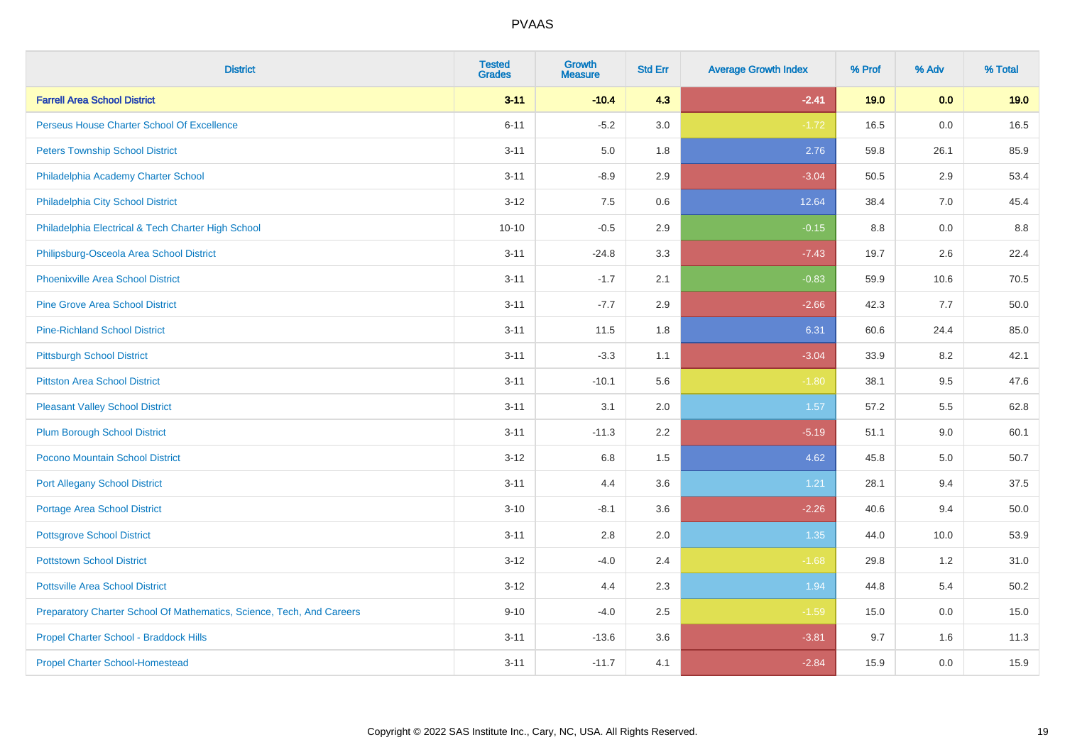PVAAS

| District | Tested Grades | Growth Measure | Std Err | Average Growth Index | % Prof | % Adv | % Total |
|---|---|---|---|---|---|---|---|
| **Farrell Area School District** | **3-11** | **-10.4** | **4.3** | **-2.41** | **19.0** | **0.0** | **19.0** |
| Perseus House Charter School Of Excellence | 6-11 | -5.2 | 3.0 | -1.72 | 16.5 | 0.0 | 16.5 |
| Peters Township School District | 3-11 | 5.0 | 1.8 | 2.76 | 59.8 | 26.1 | 85.9 |
| Philadelphia Academy Charter School | 3-11 | -8.9 | 2.9 | -3.04 | 50.5 | 2.9 | 53.4 |
| Philadelphia City School District | 3-12 | 7.5 | 0.6 | 12.64 | 38.4 | 7.0 | 45.4 |
| Philadelphia Electrical & Tech Charter High School | 10-10 | -0.5 | 2.9 | -0.15 | 8.8 | 0.0 | 8.8 |
| Philipsburg-Osceola Area School District | 3-11 | -24.8 | 3.3 | -7.43 | 19.7 | 2.6 | 22.4 |
| Phoenixville Area School District | 3-11 | -1.7 | 2.1 | -0.83 | 59.9 | 10.6 | 70.5 |
| Pine Grove Area School District | 3-11 | -7.7 | 2.9 | -2.66 | 42.3 | 7.7 | 50.0 |
| Pine-Richland School District | 3-11 | 11.5 | 1.8 | 6.31 | 60.6 | 24.4 | 85.0 |
| Pittsburgh School District | 3-11 | -3.3 | 1.1 | -3.04 | 33.9 | 8.2 | 42.1 |
| Pittston Area School District | 3-11 | -10.1 | 5.6 | -1.80 | 38.1 | 9.5 | 47.6 |
| Pleasant Valley School District | 3-11 | 3.1 | 2.0 | 1.57 | 57.2 | 5.5 | 62.8 |
| Plum Borough School District | 3-11 | -11.3 | 2.2 | -5.19 | 51.1 | 9.0 | 60.1 |
| Pocono Mountain School District | 3-12 | 6.8 | 1.5 | 4.62 | 45.8 | 5.0 | 50.7 |
| Port Allegany School District | 3-11 | 4.4 | 3.6 | 1.21 | 28.1 | 9.4 | 37.5 |
| Portage Area School District | 3-10 | -8.1 | 3.6 | -2.26 | 40.6 | 9.4 | 50.0 |
| Pottsgrove School District | 3-11 | 2.8 | 2.0 | 1.35 | 44.0 | 10.0 | 53.9 |
| Pottstown School District | 3-12 | -4.0 | 2.4 | -1.68 | 29.8 | 1.2 | 31.0 |
| Pottsville Area School District | 3-12 | 4.4 | 2.3 | 1.94 | 44.8 | 5.4 | 50.2 |
| Preparatory Charter School Of Mathematics, Science, Tech, And Careers | 9-10 | -4.0 | 2.5 | -1.59 | 15.0 | 0.0 | 15.0 |
| Propel Charter School - Braddock Hills | 3-11 | -13.6 | 3.6 | -3.81 | 9.7 | 1.6 | 11.3 |
| Propel Charter School-Homestead | 3-11 | -11.7 | 4.1 | -2.84 | 15.9 | 0.0 | 15.9 |

Copyright © 2022 SAS Institute Inc., Cary, NC, USA. All Rights Reserved.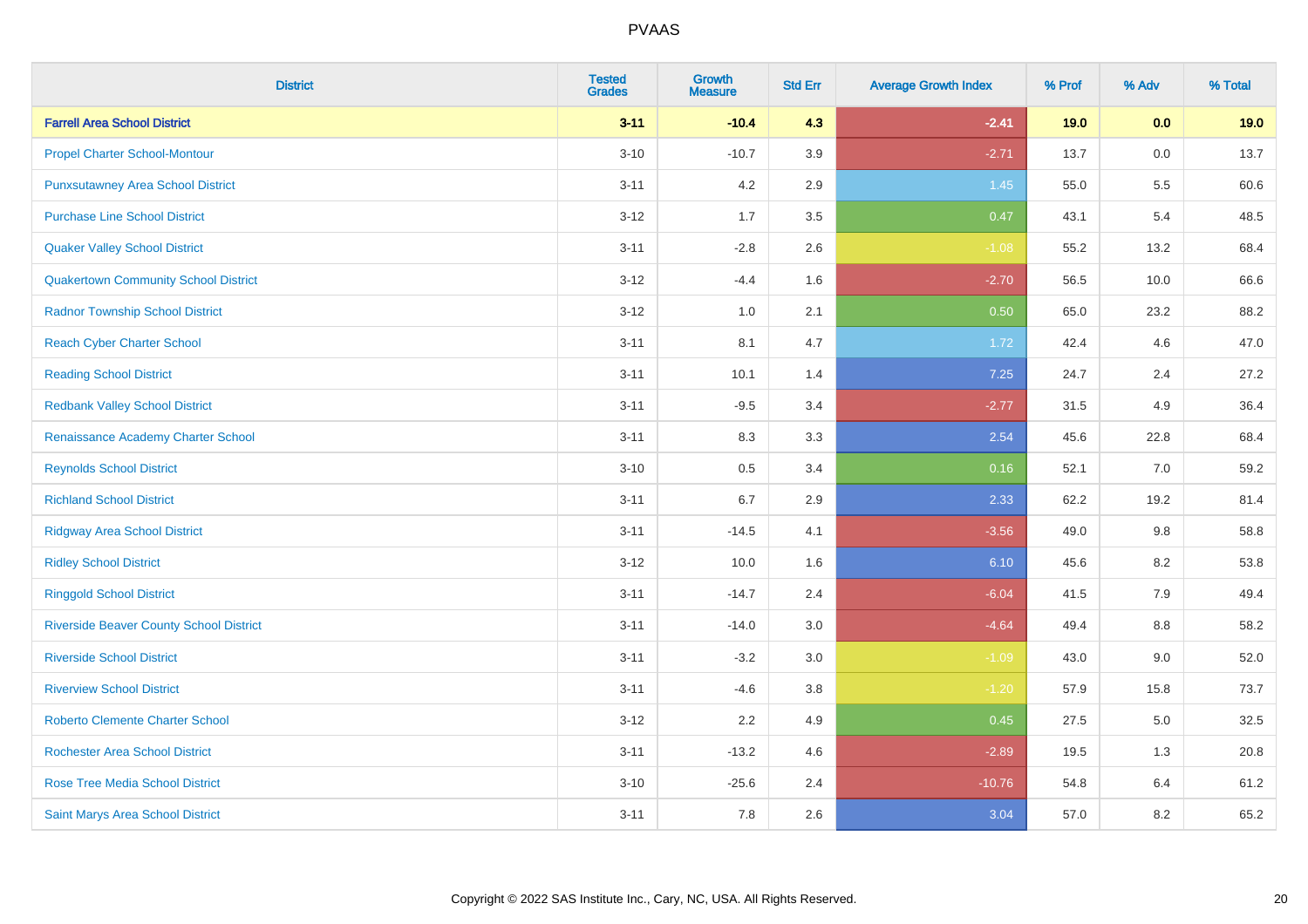| District | Tested Grades | Growth Measure | Std Err | Average Growth Index | % Prof | % Adv | % Total |
|---|---|---|---|---|---|---|---|
| **Farrell Area School District** | **3-11** | **-10.4** | **4.3** | **-2.41** | **19.0** | **0.0** | **19.0** |
| Propel Charter School-Montour | 3-10 | -10.7 | 3.9 | -2.71 | 13.7 | 0.0 | 13.7 |
| Punxsutawney Area School District | 3-11 | 4.2 | 2.9 | 1.45 | 55.0 | 5.5 | 60.6 |
| Purchase Line School District | 3-12 | 1.7 | 3.5 | 0.47 | 43.1 | 5.4 | 48.5 |
| Quaker Valley School District | 3-11 | -2.8 | 2.6 | -1.08 | 55.2 | 13.2 | 68.4 |
| Quakertown Community School District | 3-12 | -4.4 | 1.6 | -2.70 | 56.5 | 10.0 | 66.6 |
| Radnor Township School District | 3-12 | 1.0 | 2.1 | 0.50 | 65.0 | 23.2 | 88.2 |
| Reach Cyber Charter School | 3-11 | 8.1 | 4.7 | 1.72 | 42.4 | 4.6 | 47.0 |
| Reading School District | 3-11 | 10.1 | 1.4 | 7.25 | 24.7 | 2.4 | 27.2 |
| Redbank Valley School District | 3-11 | -9.5 | 3.4 | -2.77 | 31.5 | 4.9 | 36.4 |
| Renaissance Academy Charter School | 3-11 | 8.3 | 3.3 | 2.54 | 45.6 | 22.8 | 68.4 |
| Reynolds School District | 3-10 | 0.5 | 3.4 | 0.16 | 52.1 | 7.0 | 59.2 |
| Richland School District | 3-11 | 6.7 | 2.9 | 2.33 | 62.2 | 19.2 | 81.4 |
| Ridgway Area School District | 3-11 | -14.5 | 4.1 | -3.56 | 49.0 | 9.8 | 58.8 |
| Ridley School District | 3-12 | 10.0 | 1.6 | 6.10 | 45.6 | 8.2 | 53.8 |
| Ringgold School District | 3-11 | -14.7 | 2.4 | -6.04 | 41.5 | 7.9 | 49.4 |
| Riverside Beaver County School District | 3-11 | -14.0 | 3.0 | -4.64 | 49.4 | 8.8 | 58.2 |
| Riverside School District | 3-11 | -3.2 | 3.0 | -1.09 | 43.0 | 9.0 | 52.0 |
| Riverview School District | 3-11 | -4.6 | 3.8 | -1.20 | 57.9 | 15.8 | 73.7 |
| Roberto Clemente Charter School | 3-12 | 2.2 | 4.9 | 0.45 | 27.5 | 5.0 | 32.5 |
| Rochester Area School District | 3-11 | -13.2 | 4.6 | -2.89 | 19.5 | 1.3 | 20.8 |
| Rose Tree Media School District | 3-10 | -25.6 | 2.4 | -10.76 | 54.8 | 6.4 | 61.2 |
| Saint Marys Area School District | 3-11 | 7.8 | 2.6 | 3.04 | 57.0 | 8.2 | 65.2 |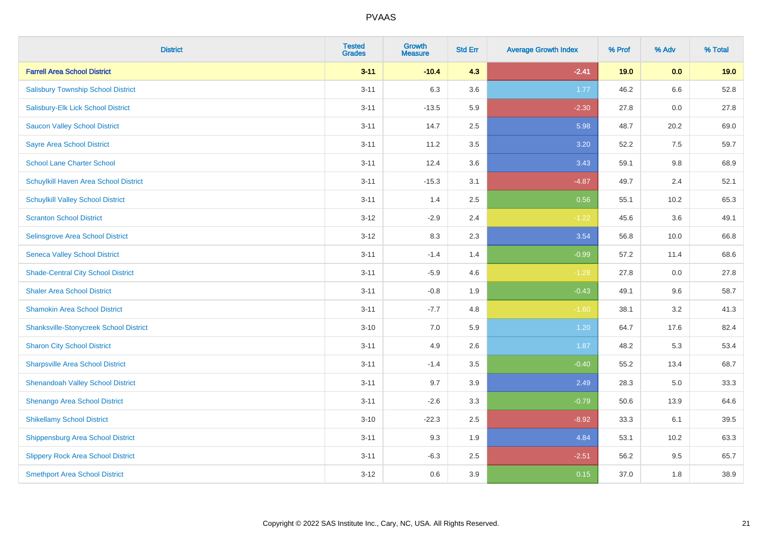| District | Tested Grades | Growth Measure | Std Err | Average Growth Index | % Prof | % Adv | % Total |
|---|---|---|---|---|---|---|---|
| **Farrell Area School District** | **3-11** | **-10.4** | **4.3** | **-2.41** | **19.0** | **0.0** | **19.0** |
| Salisbury Township School District | 3-11 | 6.3 | 3.6 | 1.77 | 46.2 | 6.6 | 52.8 |
| Salisbury-Elk Lick School District | 3-11 | -13.5 | 5.9 | -2.30 | 27.8 | 0.0 | 27.8 |
| Saucon Valley School District | 3-11 | 14.7 | 2.5 | 5.98 | 48.7 | 20.2 | 69.0 |
| Sayre Area School District | 3-11 | 11.2 | 3.5 | 3.20 | 52.2 | 7.5 | 59.7 |
| School Lane Charter School | 3-11 | 12.4 | 3.6 | 3.43 | 59.1 | 9.8 | 68.9 |
| Schuylkill Haven Area School District | 3-11 | -15.3 | 3.1 | -4.87 | 49.7 | 2.4 | 52.1 |
| Schuylkill Valley School District | 3-11 | 1.4 | 2.5 | 0.56 | 55.1 | 10.2 | 65.3 |
| Scranton School District | 3-12 | -2.9 | 2.4 | -1.22 | 45.6 | 3.6 | 49.1 |
| Selinsgrove Area School District | 3-12 | 8.3 | 2.3 | 3.54 | 56.8 | 10.0 | 66.8 |
| Seneca Valley School District | 3-11 | -1.4 | 1.4 | -0.99 | 57.2 | 11.4 | 68.6 |
| Shade-Central City School District | 3-11 | -5.9 | 4.6 | -1.28 | 27.8 | 0.0 | 27.8 |
| Shaler Area School District | 3-11 | -0.8 | 1.9 | -0.43 | 49.1 | 9.6 | 58.7 |
| Shamokin Area School District | 3-11 | -7.7 | 4.8 | -1.60 | 38.1 | 3.2 | 41.3 |
| Shanksville-Stonycreek School District | 3-10 | 7.0 | 5.9 | 1.20 | 64.7 | 17.6 | 82.4 |
| Sharon City School District | 3-11 | 4.9 | 2.6 | 1.87 | 48.2 | 5.3 | 53.4 |
| Sharpsville Area School District | 3-11 | -1.4 | 3.5 | -0.40 | 55.2 | 13.4 | 68.7 |
| Shenandoah Valley School District | 3-11 | 9.7 | 3.9 | 2.49 | 28.3 | 5.0 | 33.3 |
| Shenango Area School District | 3-11 | -2.6 | 3.3 | -0.79 | 50.6 | 13.9 | 64.6 |
| Shikellamy School District | 3-10 | -22.3 | 2.5 | -8.92 | 33.3 | 6.1 | 39.5 |
| Shippensburg Area School District | 3-11 | 9.3 | 1.9 | 4.84 | 53.1 | 10.2 | 63.3 |
| Slippery Rock Area School District | 3-11 | -6.3 | 2.5 | -2.51 | 56.2 | 9.5 | 65.7 |
| Smethport Area School District | 3-12 | 0.6 | 3.9 | 0.15 | 37.0 | 1.8 | 38.9 |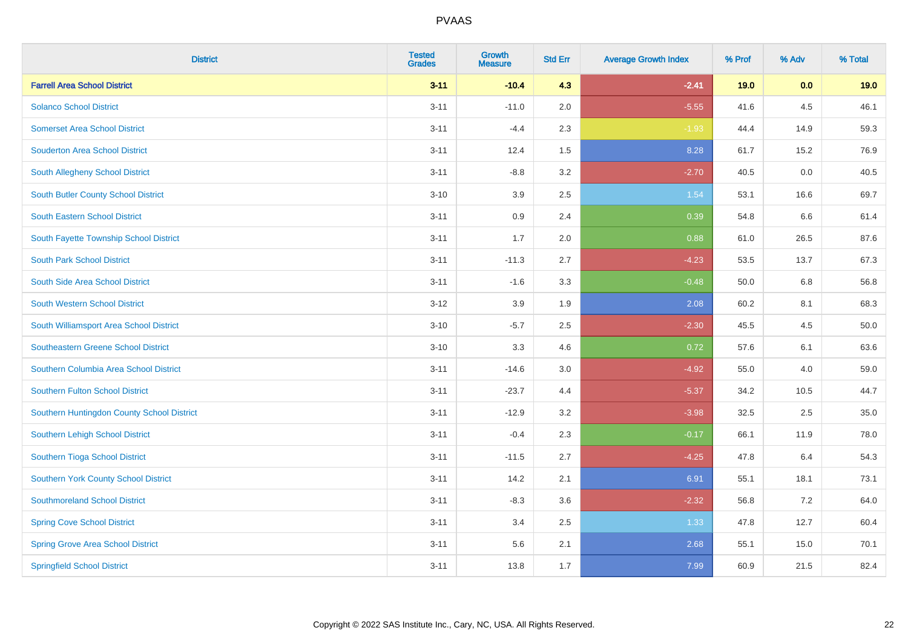| District | Tested Grades | Growth Measure | Std Err | Average Growth Index | % Prof | % Adv | % Total |
|---|---|---|---|---|---|---|---|
| **Farrell Area School District** | **3-11** | **-10.4** | **4.3** | **-2.41** | **19.0** | **0.0** | **19.0** |
| Solanco School District | 3-11 | -11.0 | 2.0 | -5.55 | 41.6 | 4.5 | 46.1 |
| Somerset Area School District | 3-11 | -4.4 | 2.3 | -1.93 | 44.4 | 14.9 | 59.3 |
| Souderton Area School District | 3-11 | 12.4 | 1.5 | 8.28 | 61.7 | 15.2 | 76.9 |
| South Allegheny School District | 3-11 | -8.8 | 3.2 | -2.70 | 40.5 | 0.0 | 40.5 |
| South Butler County School District | 3-10 | 3.9 | 2.5 | 1.54 | 53.1 | 16.6 | 69.7 |
| South Eastern School District | 3-11 | 0.9 | 2.4 | 0.39 | 54.8 | 6.6 | 61.4 |
| South Fayette Township School District | 3-11 | 1.7 | 2.0 | 0.88 | 61.0 | 26.5 | 87.6 |
| South Park School District | 3-11 | -11.3 | 2.7 | -4.23 | 53.5 | 13.7 | 67.3 |
| South Side Area School District | 3-11 | -1.6 | 3.3 | -0.48 | 50.0 | 6.8 | 56.8 |
| South Western School District | 3-12 | 3.9 | 1.9 | 2.08 | 60.2 | 8.1 | 68.3 |
| South Williamsport Area School District | 3-10 | -5.7 | 2.5 | -2.30 | 45.5 | 4.5 | 50.0 |
| Southeastern Greene School District | 3-10 | 3.3 | 4.6 | 0.72 | 57.6 | 6.1 | 63.6 |
| Southern Columbia Area School District | 3-11 | -14.6 | 3.0 | -4.92 | 55.0 | 4.0 | 59.0 |
| Southern Fulton School District | 3-11 | -23.7 | 4.4 | -5.37 | 34.2 | 10.5 | 44.7 |
| Southern Huntingdon County School District | 3-11 | -12.9 | 3.2 | -3.98 | 32.5 | 2.5 | 35.0 |
| Southern Lehigh School District | 3-11 | -0.4 | 2.3 | -0.17 | 66.1 | 11.9 | 78.0 |
| Southern Tioga School District | 3-11 | -11.5 | 2.7 | -4.25 | 47.8 | 6.4 | 54.3 |
| Southern York County School District | 3-11 | 14.2 | 2.1 | 6.91 | 55.1 | 18.1 | 73.1 |
| Southmoreland School District | 3-11 | -8.3 | 3.6 | -2.32 | 56.8 | 7.2 | 64.0 |
| Spring Cove School District | 3-11 | 3.4 | 2.5 | 1.33 | 47.8 | 12.7 | 60.4 |
| Spring Grove Area School District | 3-11 | 5.6 | 2.1 | 2.68 | 55.1 | 15.0 | 70.1 |
| Springfield School District | 3-11 | 13.8 | 1.7 | 7.99 | 60.9 | 21.5 | 82.4 |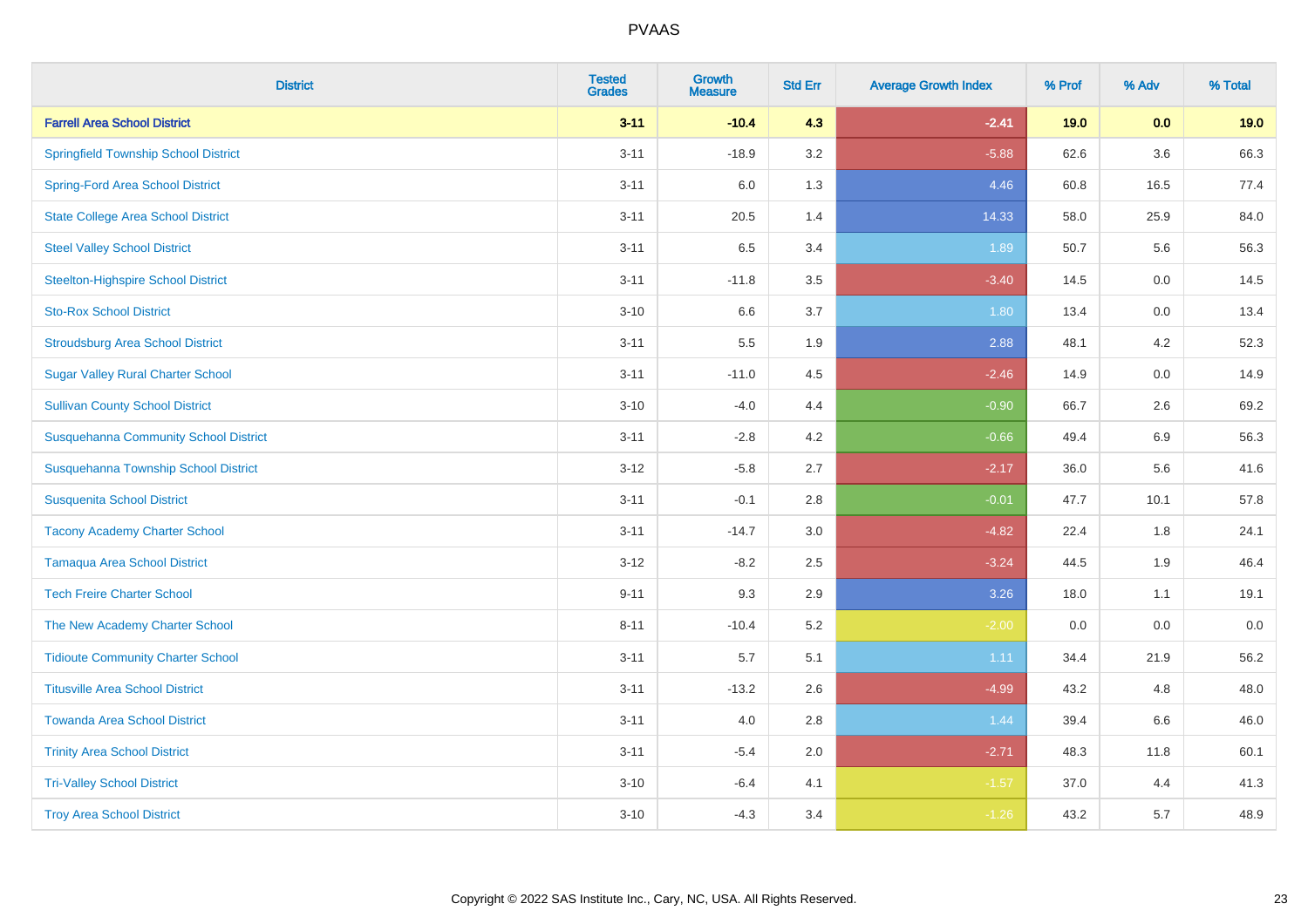# PVAAS

| District | Tested Grades | Growth Measure | Std Err | Average Growth Index | % Prof | % Adv | % Total |
|---|---|---|---|---|---|---|---|
| **Farrell Area School District** | **3-11** | **-10.4** | **4.3** | **-2.41** | **19.0** | **0.0** | **19.0** |
| Springfield Township School District | 3-11 | -18.9 | 3.2 | -5.88 | 62.6 | 3.6 | 66.3 |
| Spring-Ford Area School District | 3-11 | 6.0 | 1.3 | 4.46 | 60.8 | 16.5 | 77.4 |
| State College Area School District | 3-11 | 20.5 | 1.4 | 14.33 | 58.0 | 25.9 | 84.0 |
| Steel Valley School District | 3-11 | 6.5 | 3.4 | 1.89 | 50.7 | 5.6 | 56.3 |
| Steelton-Highspire School District | 3-11 | -11.8 | 3.5 | -3.40 | 14.5 | 0.0 | 14.5 |
| Sto-Rox School District | 3-10 | 6.6 | 3.7 | 1.80 | 13.4 | 0.0 | 13.4 |
| Stroudsburg Area School District | 3-11 | 5.5 | 1.9 | 2.88 | 48.1 | 4.2 | 52.3 |
| Sugar Valley Rural Charter School | 3-11 | -11.0 | 4.5 | -2.46 | 14.9 | 0.0 | 14.9 |
| Sullivan County School District | 3-10 | -4.0 | 4.4 | -0.90 | 66.7 | 2.6 | 69.2 |
| Susquehanna Community School District | 3-11 | -2.8 | 4.2 | -0.66 | 49.4 | 6.9 | 56.3 |
| Susquehanna Township School District | 3-12 | -5.8 | 2.7 | -2.17 | 36.0 | 5.6 | 41.6 |
| Susquenita School District | 3-11 | -0.1 | 2.8 | -0.01 | 47.7 | 10.1 | 57.8 |
| Tacony Academy Charter School | 3-11 | -14.7 | 3.0 | -4.82 | 22.4 | 1.8 | 24.1 |
| Tamaqua Area School District | 3-12 | -8.2 | 2.5 | -3.24 | 44.5 | 1.9 | 46.4 |
| Tech Freire Charter School | 9-11 | 9.3 | 2.9 | 3.26 | 18.0 | 1.1 | 19.1 |
| The New Academy Charter School | 8-11 | -10.4 | 5.2 | -2.00 | 0.0 | 0.0 | 0.0 |
| Tidioute Community Charter School | 3-11 | 5.7 | 5.1 | 1.11 | 34.4 | 21.9 | 56.2 |
| Titusville Area School District | 3-11 | -13.2 | 2.6 | -4.99 | 43.2 | 4.8 | 48.0 |
| Towanda Area School District | 3-11 | 4.0 | 2.8 | 1.44 | 39.4 | 6.6 | 46.0 |
| Trinity Area School District | 3-11 | -5.4 | 2.0 | -2.71 | 48.3 | 11.8 | 60.1 |
| Tri-Valley School District | 3-10 | -6.4 | 4.1 | -1.57 | 37.0 | 4.4 | 41.3 |
| Troy Area School District | 3-10 | -4.3 | 3.4 | -1.26 | 43.2 | 5.7 | 48.9 |

Copyright © 2022 SAS Institute Inc., Cary, NC, USA. All Rights Reserved.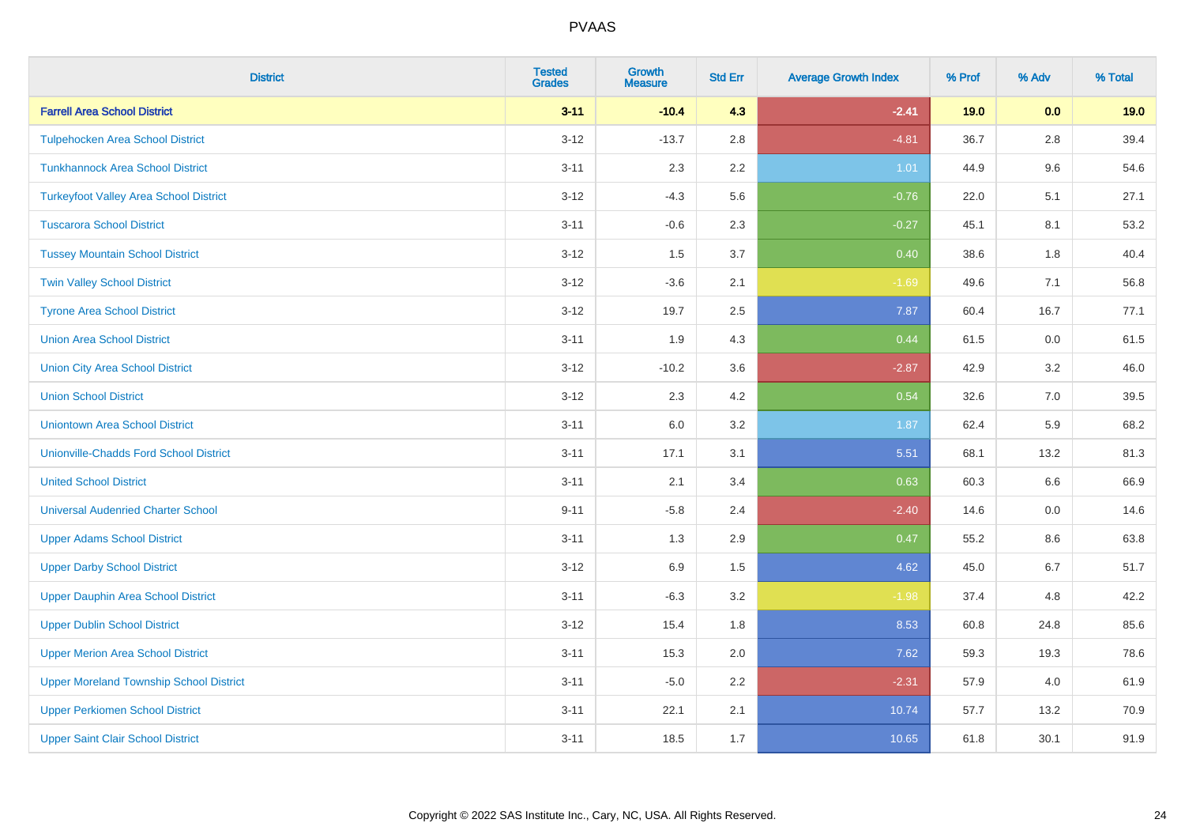PVAAS

| District | Tested Grades | Growth Measure | Std Err | Average Growth Index | % Prof | % Adv | % Total |
|---|---|---|---|---|---|---|---|
| **Farrell Area School District** | **3-11** | **-10.4** | **4.3** | **-2.41** | **19.0** | **0.0** | **19.0** |
| Tulpehocken Area School District | 3-12 | -13.7 | 2.8 | -4.81 | 36.7 | 2.8 | 39.4 |
| Tunkhannock Area School District | 3-11 | 2.3 | 2.2 | 1.01 | 44.9 | 9.6 | 54.6 |
| Turkeyfoot Valley Area School District | 3-12 | -4.3 | 5.6 | -0.76 | 22.0 | 5.1 | 27.1 |
| Tuscarora School District | 3-11 | -0.6 | 2.3 | -0.27 | 45.1 | 8.1 | 53.2 |
| Tussey Mountain School District | 3-12 | 1.5 | 3.7 | 0.40 | 38.6 | 1.8 | 40.4 |
| Twin Valley School District | 3-12 | -3.6 | 2.1 | -1.69 | 49.6 | 7.1 | 56.8 |
| Tyrone Area School District | 3-12 | 19.7 | 2.5 | 7.87 | 60.4 | 16.7 | 77.1 |
| Union Area School District | 3-11 | 1.9 | 4.3 | 0.44 | 61.5 | 0.0 | 61.5 |
| Union City Area School District | 3-12 | -10.2 | 3.6 | -2.87 | 42.9 | 3.2 | 46.0 |
| Union School District | 3-12 | 2.3 | 4.2 | 0.54 | 32.6 | 7.0 | 39.5 |
| Uniontown Area School District | 3-11 | 6.0 | 3.2 | 1.87 | 62.4 | 5.9 | 68.2 |
| Unionville-Chadds Ford School District | 3-11 | 17.1 | 3.1 | 5.51 | 68.1 | 13.2 | 81.3 |
| United School District | 3-11 | 2.1 | 3.4 | 0.63 | 60.3 | 6.6 | 66.9 |
| Universal Audenried Charter School | 9-11 | -5.8 | 2.4 | -2.40 | 14.6 | 0.0 | 14.6 |
| Upper Adams School District | 3-11 | 1.3 | 2.9 | 0.47 | 55.2 | 8.6 | 63.8 |
| Upper Darby School District | 3-12 | 6.9 | 1.5 | 4.62 | 45.0 | 6.7 | 51.7 |
| Upper Dauphin Area School District | 3-11 | -6.3 | 3.2 | -1.98 | 37.4 | 4.8 | 42.2 |
| Upper Dublin School District | 3-12 | 15.4 | 1.8 | 8.53 | 60.8 | 24.8 | 85.6 |
| Upper Merion Area School District | 3-11 | 15.3 | 2.0 | 7.62 | 59.3 | 19.3 | 78.6 |
| Upper Moreland Township School District | 3-11 | -5.0 | 2.2 | -2.31 | 57.9 | 4.0 | 61.9 |
| Upper Perkiomen School District | 3-11 | 22.1 | 2.1 | 10.74 | 57.7 | 13.2 | 70.9 |
| Upper Saint Clair School District | 3-11 | 18.5 | 1.7 | 10.65 | 61.8 | 30.1 | 91.9 |

Copyright © 2022 SAS Institute Inc., Cary, NC, USA. All Rights Reserved.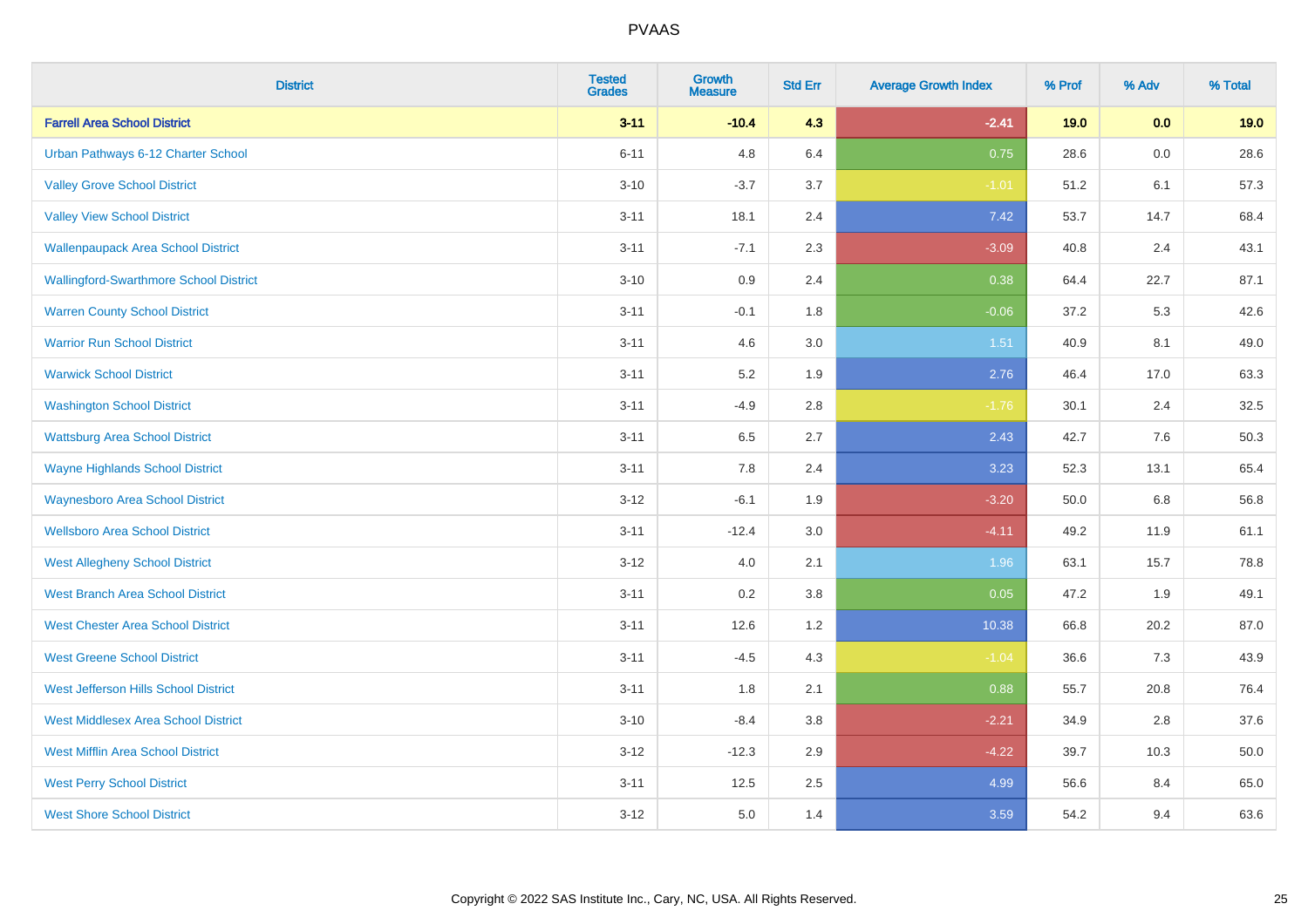# PVAAS

| District | Tested Grades | Growth Measure | Std Err | Average Growth Index | % Prof | % Adv | % Total |
|---|---|---|---|---|---|---|---|
| **Farrell Area School District** | **3-11** | **-10.4** | **4.3** | **-2.41** | **19.0** | **0.0** | **19.0** |
| Urban Pathways 6-12 Charter School | 6-11 | 4.8 | 6.4 | 0.75 | 28.6 | 0.0 | 28.6 |
| Valley Grove School District | 3-10 | -3.7 | 3.7 | -1.01 | 51.2 | 6.1 | 57.3 |
| Valley View School District | 3-11 | 18.1 | 2.4 | 7.42 | 53.7 | 14.7 | 68.4 |
| Wallenpaupack Area School District | 3-11 | -7.1 | 2.3 | -3.09 | 40.8 | 2.4 | 43.1 |
| Wallingford-Swarthmore School District | 3-10 | 0.9 | 2.4 | 0.38 | 64.4 | 22.7 | 87.1 |
| Warren County School District | 3-11 | -0.1 | 1.8 | -0.06 | 37.2 | 5.3 | 42.6 |
| Warrior Run School District | 3-11 | 4.6 | 3.0 | 1.51 | 40.9 | 8.1 | 49.0 |
| Warwick School District | 3-11 | 5.2 | 1.9 | 2.76 | 46.4 | 17.0 | 63.3 |
| Washington School District | 3-11 | -4.9 | 2.8 | -1.76 | 30.1 | 2.4 | 32.5 |
| Wattsburg Area School District | 3-11 | 6.5 | 2.7 | 2.43 | 42.7 | 7.6 | 50.3 |
| Wayne Highlands School District | 3-11 | 7.8 | 2.4 | 3.23 | 52.3 | 13.1 | 65.4 |
| Waynesboro Area School District | 3-12 | -6.1 | 1.9 | -3.20 | 50.0 | 6.8 | 56.8 |
| Wellsboro Area School District | 3-11 | -12.4 | 3.0 | -4.11 | 49.2 | 11.9 | 61.1 |
| West Allegheny School District | 3-12 | 4.0 | 2.1 | 1.96 | 63.1 | 15.7 | 78.8 |
| West Branch Area School District | 3-11 | 0.2 | 3.8 | 0.05 | 47.2 | 1.9 | 49.1 |
| West Chester Area School District | 3-11 | 12.6 | 1.2 | 10.38 | 66.8 | 20.2 | 87.0 |
| West Greene School District | 3-11 | -4.5 | 4.3 | -1.04 | 36.6 | 7.3 | 43.9 |
| West Jefferson Hills School District | 3-11 | 1.8 | 2.1 | 0.88 | 55.7 | 20.8 | 76.4 |
| West Middlesex Area School District | 3-10 | -8.4 | 3.8 | -2.21 | 34.9 | 2.8 | 37.6 |
| West Mifflin Area School District | 3-12 | -12.3 | 2.9 | -4.22 | 39.7 | 10.3 | 50.0 |
| West Perry School District | 3-11 | 12.5 | 2.5 | 4.99 | 56.6 | 8.4 | 65.0 |
| West Shore School District | 3-12 | 5.0 | 1.4 | 3.59 | 54.2 | 9.4 | 63.6 |

Copyright © 2022 SAS Institute Inc., Cary, NC, USA. All Rights Reserved.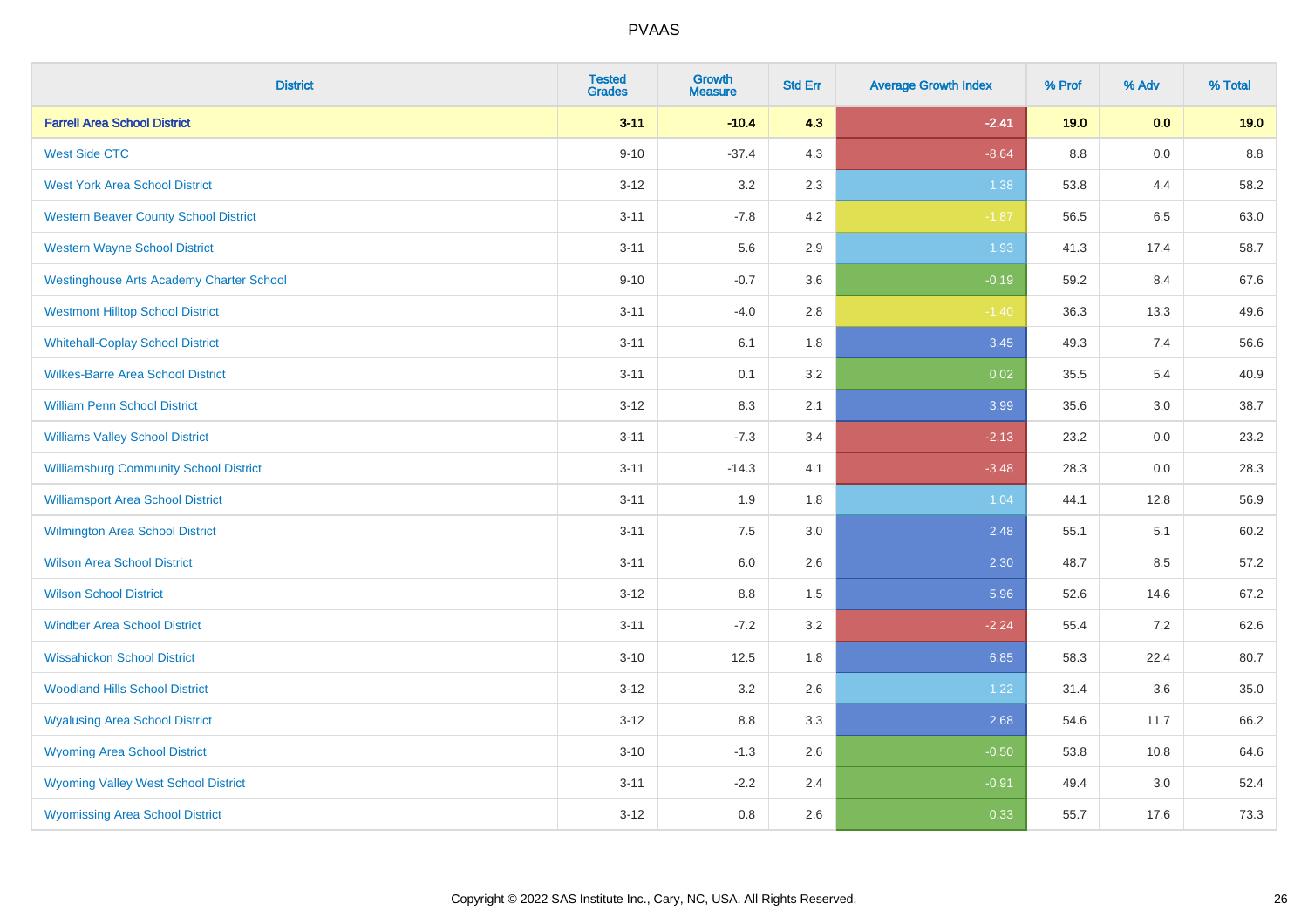| District | Tested Grades | Growth Measure | Std Err | Average Growth Index | % Prof | % Adv | % Total |
|---|---|---|---|---|---|---|---|
| **Farrell Area School District** | **3-11** | **-10.4** | **4.3** | **-2.41** | **19.0** | **0.0** | **19.0** |
| West Side CTC | 9-10 | -37.4 | 4.3 | -8.64 | 8.8 | 0.0 | 8.8 |
| West York Area School District | 3-12 | 3.2 | 2.3 | 1.38 | 53.8 | 4.4 | 58.2 |
| Western Beaver County School District | 3-11 | -7.8 | 4.2 | -1.87 | 56.5 | 6.5 | 63.0 |
| Western Wayne School District | 3-11 | 5.6 | 2.9 | 1.93 | 41.3 | 17.4 | 58.7 |
| Westinghouse Arts Academy Charter School | 9-10 | -0.7 | 3.6 | -0.19 | 59.2 | 8.4 | 67.6 |
| Westmont Hilltop School District | 3-11 | -4.0 | 2.8 | -1.40 | 36.3 | 13.3 | 49.6 |
| Whitehall-Coplay School District | 3-11 | 6.1 | 1.8 | 3.45 | 49.3 | 7.4 | 56.6 |
| Wilkes-Barre Area School District | 3-11 | 0.1 | 3.2 | 0.02 | 35.5 | 5.4 | 40.9 |
| William Penn School District | 3-12 | 8.3 | 2.1 | 3.99 | 35.6 | 3.0 | 38.7 |
| Williams Valley School District | 3-11 | -7.3 | 3.4 | -2.13 | 23.2 | 0.0 | 23.2 |
| Williamsburg Community School District | 3-11 | -14.3 | 4.1 | -3.48 | 28.3 | 0.0 | 28.3 |
| Williamsport Area School District | 3-11 | 1.9 | 1.8 | 1.04 | 44.1 | 12.8 | 56.9 |
| Wilmington Area School District | 3-11 | 7.5 | 3.0 | 2.48 | 55.1 | 5.1 | 60.2 |
| Wilson Area School District | 3-11 | 6.0 | 2.6 | 2.30 | 48.7 | 8.5 | 57.2 |
| Wilson School District | 3-12 | 8.8 | 1.5 | 5.96 | 52.6 | 14.6 | 67.2 |
| Windber Area School District | 3-11 | -7.2 | 3.2 | -2.24 | 55.4 | 7.2 | 62.6 |
| Wissahickon School District | 3-10 | 12.5 | 1.8 | 6.85 | 58.3 | 22.4 | 80.7 |
| Woodland Hills School District | 3-12 | 3.2 | 2.6 | 1.22 | 31.4 | 3.6 | 35.0 |
| Wyalusing Area School District | 3-12 | 8.8 | 3.3 | 2.68 | 54.6 | 11.7 | 66.2 |
| Wyoming Area School District | 3-10 | -1.3 | 2.6 | -0.50 | 53.8 | 10.8 | 64.6 |
| Wyoming Valley West School District | 3-11 | -2.2 | 2.4 | -0.91 | 49.4 | 3.0 | 52.4 |
| Wyomissing Area School District | 3-12 | 0.8 | 2.6 | 0.33 | 55.7 | 17.6 | 73.3 |

Copyright © 2022 SAS Institute Inc., Cary, NC, USA. All Rights Reserved.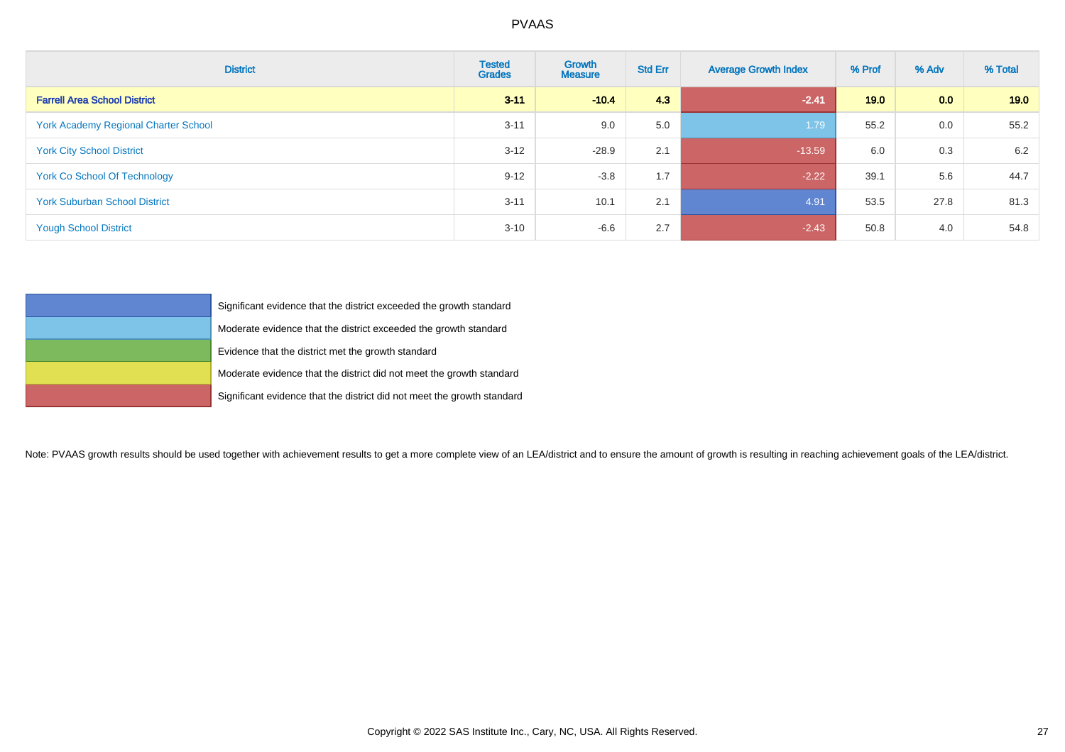PVAAS

| District | Tested Grades | Growth Measure | Std Err | Average Growth Index | % Prof | % Adv | % Total |
|---|---|---|---|---|---|---|---|
| **Farrell Area School District** | **3-11** | **-10.4** | **4.3** | **-2.41** | **19.0** | **0.0** | **19.0** |
| York Academy Regional Charter School | 3-11 | 9.0 | 5.0 | 1.79 | 55.2 | 0.0 | 55.2 |
| York City School District | 3-12 | -28.9 | 2.1 | -13.59 | 6.0 | 0.3 | 6.2 |
| York Co School Of Technology | 9-12 | -3.8 | 1.7 | -2.22 | 39.1 | 5.6 | 44.7 |
| York Suburban School District | 3-11 | 10.1 | 2.1 | 4.91 | 53.5 | 27.8 | 81.3 |
| Yough School District | 3-10 | -6.6 | 2.7 | -2.43 | 50.8 | 4.0 | 54.8 |

- Significant evidence that the district exceeded the growth standard
- Moderate evidence that the district exceeded the growth standard
- Evidence that the district met the growth standard
- Moderate evidence that the district did not meet the growth standard
- Significant evidence that the district did not meet the growth standard

Note: PVAAS growth results should be used together with achievement results to get a more complete view of an LEA/district and to ensure the amount of growth is resulting in reaching achievement goals of the LEA/district.

Copyright © 2022 SAS Institute Inc., Cary, NC, USA. All Rights Reserved.